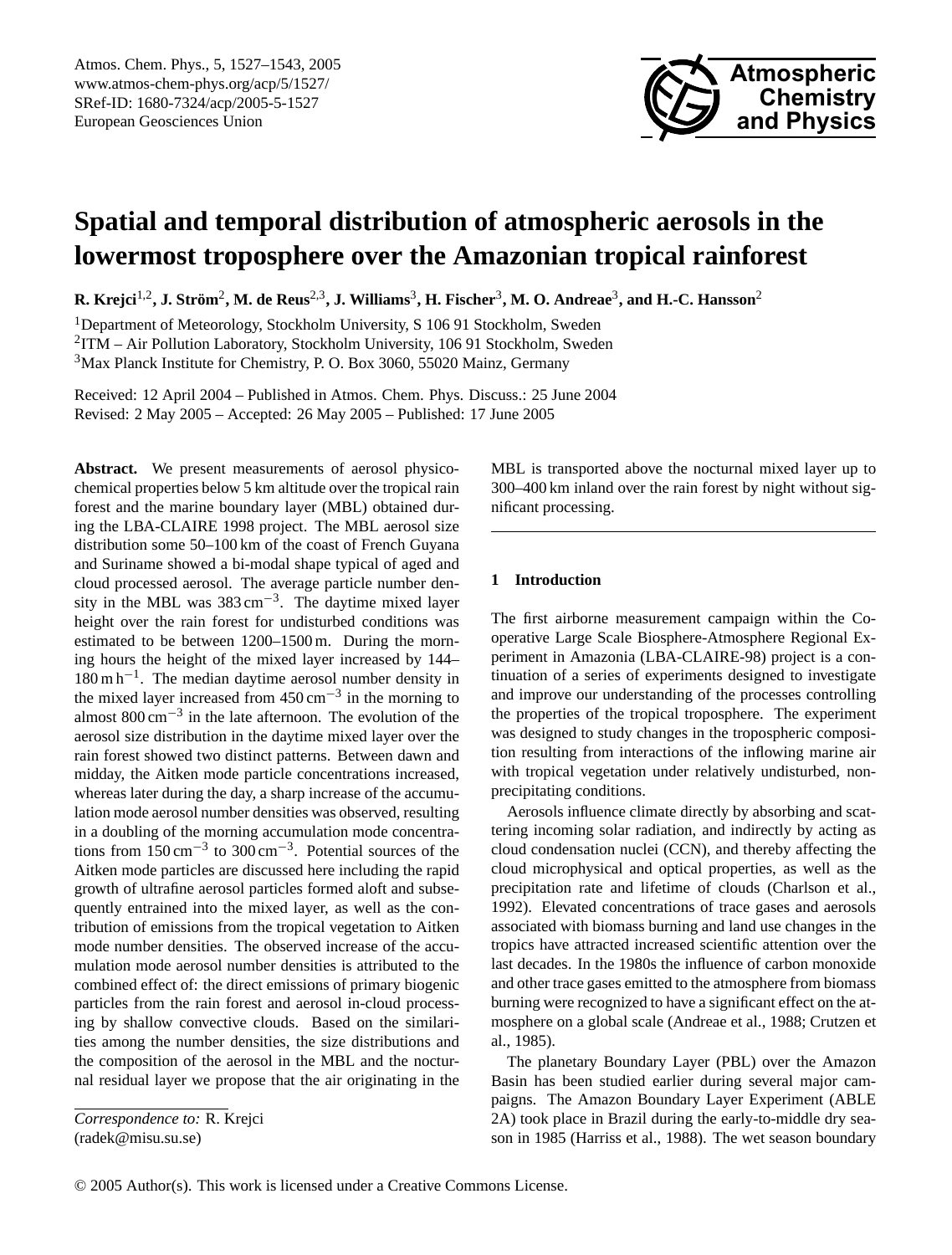# Spatial and temporal distribution of atmospheric aerosols in the lowermost troposphere over the Amazonian tropical rainforest

**R. Krejci[1,2], J. Ström[2], M. de Reus[2,3], J. Williams[3], H. Fischer[3], M. O. Andreae[3], and H.-C. Hansson[2]**

[1]Department of Meteorology, Stockholm University, S 106 91 Stockholm, Sweden
[2]ITM – Air Pollution Laboratory, Stockholm University, 106 91 Stockholm, Sweden
[3]Max Planck Institute for Chemistry, P. O. Box 3060, 55020 Mainz, Germany

Received: 12 April 2004 – Published in Atmos. Chem. Phys. Discuss.: 25 June 2004
Revised: 2 May 2005 – Accepted: 26 May 2005 – Published: 17 June 2005

**Abstract.** We present measurements of aerosol physico-chemical properties below 5 km altitude over the tropical rain forest and the marine boundary layer (MBL) obtained during the LBA-CLAIRE 1998 project. The MBL aerosol size distribution some 50–100 km of the coast of French Guyana and Suriname showed a bi-modal shape typical of aged and cloud processed aerosol. The average particle number density in the MBL was 383 $\text{cm}^{-3}$. The daytime mixed layer height over the rain forest for undisturbed conditions was estimated to be between 1200–1500 m. During the morning hours the height of the mixed layer increased by 144–180 $\text{m h}^{-1}$. The median daytime aerosol number density in the mixed layer increased from 450 $\text{cm}^{-3}$ in the morning to almost 800 $\text{cm}^{-3}$ in the late afternoon. The evolution of the aerosol size distribution in the daytime mixed layer over the rain forest showed two distinct patterns. Between dawn and midday, the Aitken mode particle concentrations increased, whereas later during the day, a sharp increase of the accumulation mode aerosol number densities was observed, resulting in a doubling of the morning accumulation mode concentrations from 150 $\text{cm}^{-3}$ to 300 $\text{cm}^{-3}$. Potential sources of the Aitken mode particles are discussed here including the rapid growth of ultrafine aerosol particles formed aloft and subsequently entrained into the mixed layer, as well as the contribution of emissions from the tropical vegetation to Aitken mode number densities. The observed increase of the accumulation mode aerosol number densities is attributed to the combined effect of: the direct emissions of primary biogenic particles from the rain forest and aerosol in-cloud processing by shallow convective clouds. Based on the similarities among the number densities, the size distributions and the composition of the aerosol in the MBL and the nocturnal residual layer we propose that the air originating in the MBL is transported above the nocturnal mixed layer up to 300–400 km inland over the rain forest by night without significant processing.

*Correspondence to:* R. Krejci
(radek@misu.su.se)

## 1 Introduction

The first airborne measurement campaign within the Cooperative Large Scale Biosphere-Atmosphere Regional Experiment in Amazonia (LBA-CLAIRE-98) project is a continuation of a series of experiments designed to investigate and improve our understanding of the processes controlling the properties of the tropical troposphere. The experiment was designed to study changes in the tropospheric composition resulting from interactions of the inflowing marine air with tropical vegetation under relatively undisturbed, non-precipitating conditions.

Aerosols influence climate directly by absorbing and scattering incoming solar radiation, and indirectly by acting as cloud condensation nuclei (CCN), and thereby affecting the cloud microphysical and optical properties, as well as the precipitation rate and lifetime of clouds (Charlson et al., 1992). Elevated concentrations of trace gases and aerosols associated with biomass burning and land use changes in the tropics have attracted increased scientific attention over the last decades. In the 1980s the influence of carbon monoxide and other trace gases emitted to the atmosphere from biomass burning were recognized to have a significant effect on the atmosphere on a global scale (Andreae et al., 1988; Crutzen et al., 1985).

The planetary Boundary Layer (PBL) over the Amazon Basin has been studied earlier during several major campaigns. The Amazon Boundary Layer Experiment (ABLE 2A) took place in Brazil during the early-to-middle dry season in 1985 (Harriss et al., 1988). The wet season boundary

© 2005 Author(s). This work is licensed under a Creative Commons License.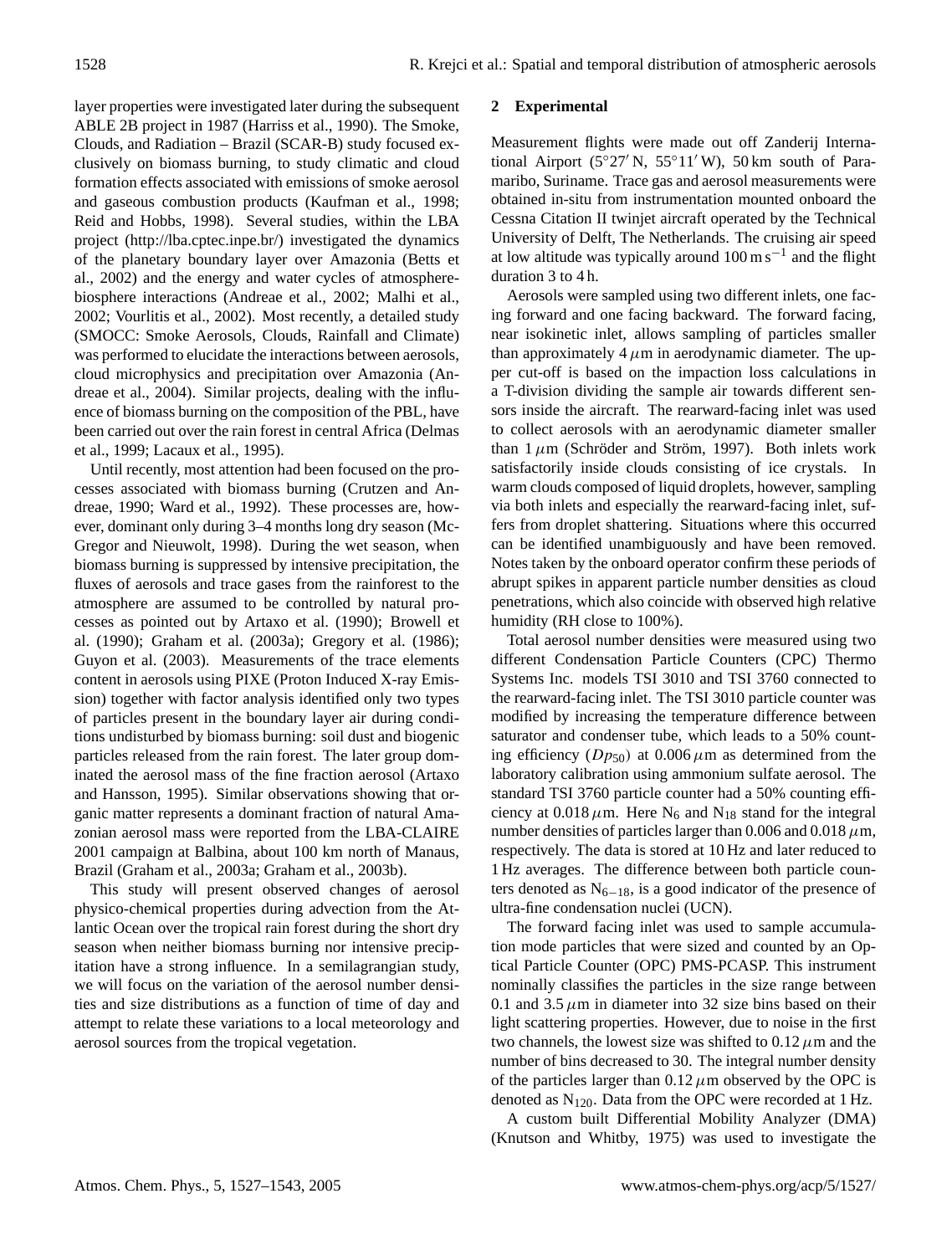layer properties were investigated later during the subsequent ABLE 2B project in 1987 (Harriss et al., 1990). The Smoke, Clouds, and Radiation – Brazil (SCAR-B) study focused exclusively on biomass burning, to study climatic and cloud formation effects associated with emissions of smoke aerosol and gaseous combustion products (Kaufman et al., 1998; Reid and Hobbs, 1998). Several studies, within the LBA project (http://lba.cptec.inpe.br/) investigated the dynamics of the planetary boundary layer over Amazonia (Betts et al., 2002) and the energy and water cycles of atmosphere-biosphere interactions (Andreae et al., 2002; Malhi et al., 2002; Vourlitis et al., 2002). Most recently, a detailed study (SMOCC: Smoke Aerosols, Clouds, Rainfall and Climate) was performed to elucidate the interactions between aerosols, cloud microphysics and precipitation over Amazonia (Andreae et al., 2004). Similar projects, dealing with the influence of biomass burning on the composition of the PBL, have been carried out over the rain forest in central Africa (Delmas et al., 1999; Lacaux et al., 1995).

Until recently, most attention had been focused on the processes associated with biomass burning (Crutzen and Andreae, 1990; Ward et al., 1992). These processes are, however, dominant only during 3–4 months long dry season (McGregor and Nieuwolt, 1998). During the wet season, when biomass burning is suppressed by intensive precipitation, the fluxes of aerosols and trace gases from the rainforest to the atmosphere are assumed to be controlled by natural processes as pointed out by Artaxo et al. (1990); Browell et al. (1990); Graham et al. (2003a); Gregory et al. (1986); Guyon et al. (2003). Measurements of the trace elements content in aerosols using PIXE (Proton Induced X-ray Emission) together with factor analysis identified only two types of particles present in the boundary layer air during conditions undisturbed by biomass burning: soil dust and biogenic particles released from the rain forest. The later group dominated the aerosol mass of the fine fraction aerosol (Artaxo and Hansson, 1995). Similar observations showing that organic matter represents a dominant fraction of natural Amazonian aerosol mass were reported from the LBA-CLAIRE 2001 campaign at Balbina, about 100 km north of Manaus, Brazil (Graham et al., 2003a; Graham et al., 2003b).

This study will present observed changes of aerosol physico-chemical properties during advection from the Atlantic Ocean over the tropical rain forest during the short dry season when neither biomass burning nor intensive precipitation have a strong influence. In a semilagrangian study, we will focus on the variation of the aerosol number densities and size distributions as a function of time of day and attempt to relate these variations to a local meteorology and aerosol sources from the tropical vegetation.

## 2 Experimental

Measurement flights were made out off Zanderij International Airport (5°27′ N, 55°11′ W), 50 km south of Paramaribo, Suriname. Trace gas and aerosol measurements were obtained in-situ from instrumentation mounted onboard the Cessna Citation II twinjet aircraft operated by the Technical University of Delft, The Netherlands. The cruising air speed at low altitude was typically around 100 m s$^{-1}$ and the flight duration 3 to 4 h.

Aerosols were sampled using two different inlets, one facing forward and one facing backward. The forward facing, near isokinetic inlet, allows sampling of particles smaller than approximately 4 $\mu$m in aerodynamic diameter. The upper cut-off is based on the impaction loss calculations in a T-division dividing the sample air towards different sensors inside the aircraft. The rearward-facing inlet was used to collect aerosols with an aerodynamic diameter smaller than 1 $\mu$m (Schröder and Ström, 1997). Both inlets work satisfactorily inside clouds consisting of ice crystals. In warm clouds composed of liquid droplets, however, sampling via both inlets and especially the rearward-facing inlet, suffers from droplet shattering. Situations where this occurred can be identified unambiguously and have been removed. Notes taken by the onboard operator confirm these periods of abrupt spikes in apparent particle number densities as cloud penetrations, which also coincide with observed high relative humidity (RH close to 100%).

Total aerosol number densities were measured using two different Condensation Particle Counters (CPC) Thermo Systems Inc. models TSI 3010 and TSI 3760 connected to the rearward-facing inlet. The TSI 3010 particle counter was modified by increasing the temperature difference between saturator and condenser tube, which leads to a 50% counting efficiency ($Dp_{50}$) at 0.006 $\mu$m as determined from the laboratory calibration using ammonium sulfate aerosol. The standard TSI 3760 particle counter had a 50% counting efficiency at 0.018 $\mu$m. Here $N_6$ and $N_{18}$ stand for the integral number densities of particles larger than 0.006 and 0.018 $\mu$m, respectively. The data is stored at 10 Hz and later reduced to 1 Hz averages. The difference between both particle counters denoted as $N_{6-18}$, is a good indicator of the presence of ultra-fine condensation nuclei (UCN).

The forward facing inlet was used to sample accumulation mode particles that were sized and counted by an Optical Particle Counter (OPC) PMS-PCASP. This instrument nominally classifies the particles in the size range between 0.1 and 3.5 $\mu$m in diameter into 32 size bins based on their light scattering properties. However, due to noise in the first two channels, the lowest size was shifted to 0.12 $\mu$m and the number of bins decreased to 30. The integral number density of the particles larger than 0.12 $\mu$m observed by the OPC is denoted as $N_{120}$. Data from the OPC were recorded at 1 Hz.

A custom built Differential Mobility Analyzer (DMA) (Knutson and Whitby, 1975) was used to investigate the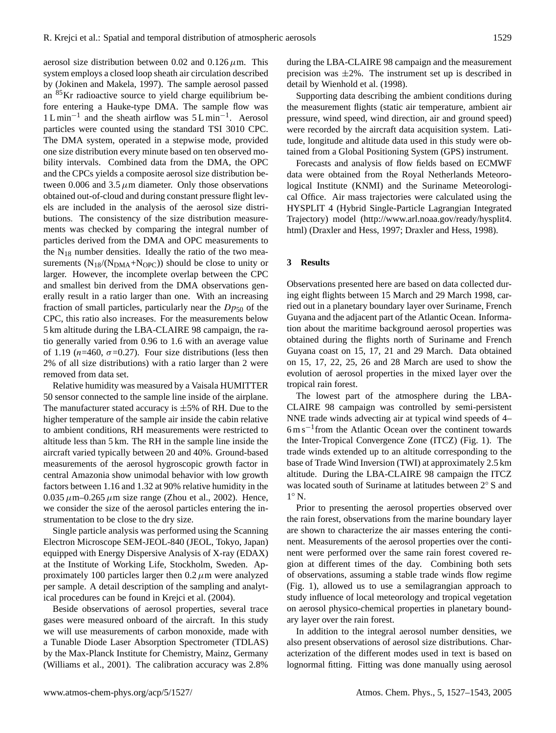aerosol size distribution between 0.02 and 0.126 $\mu$m. This system employs a closed loop sheath air circulation described by (Jokinen and Makela, 1997). The sample aerosol passed an $^{85}$Kr radioactive source to yield charge equilibrium before entering a Hauke-type DMA. The sample flow was 1 L min$^{-1}$ and the sheath airflow was 5 L min$^{-1}$. Aerosol particles were counted using the standard TSI 3010 CPC. The DMA system, operated in a stepwise mode, provided one size distribution every minute based on ten observed mobility intervals. Combined data from the DMA, the OPC and the CPCs yields a composite aerosol size distribution between 0.006 and 3.5 $\mu$m diameter. Only those observations obtained out-of-cloud and during constant pressure flight levels are included in the analysis of the aerosol size distributions. The consistency of the size distribution measurements was checked by comparing the integral number of particles derived from the DMA and OPC measurements to the $N_{18}$ number densities. Ideally the ratio of the two measurements ($N_{18}/(N_{DMA}+N_{OPC})$) should be close to unity or larger. However, the incomplete overlap between the CPC and smallest bin derived from the DMA observations generally result in a ratio larger than one. With an increasing fraction of small particles, particularly near the $Dp_{50}$ of the CPC, this ratio also increases. For the measurements below 5 km altitude during the LBA-CLAIRE 98 campaign, the ratio generally varied from 0.96 to 1.6 with an average value of 1.19 ($n$=460, $\sigma$=0.27). Four size distributions (less then 2% of all size distributions) with a ratio larger than 2 were removed from data set.

Relative humidity was measured by a Vaisala HUMITTER 50 sensor connected to the sample line inside of the airplane. The manufacturer stated accuracy is ±5% of RH. Due to the higher temperature of the sample air inside the cabin relative to ambient conditions, RH measurements were restricted to altitude less than 5 km. The RH in the sample line inside the aircraft varied typically between 20 and 40%. Ground-based measurements of the aerosol hygroscopic growth factor in central Amazonia show unimodal behavior with low growth factors between 1.16 and 1.32 at 90% relative humidity in the 0.035 $\mu$m–0.265 $\mu$m size range (Zhou et al., 2002). Hence, we consider the size of the aerosol particles entering the instrumentation to be close to the dry size.

Single particle analysis was performed using the Scanning Electron Microscope SEM-JEOL-840 (JEOL, Tokyo, Japan) equipped with Energy Dispersive Analysis of X-ray (EDAX) at the Institute of Working Life, Stockholm, Sweden. Approximately 100 particles larger then 0.2 $\mu$m were analyzed per sample. A detail description of the sampling and analytical procedures can be found in Krejci et al. (2004).

Beside observations of aerosol properties, several trace gases were measured onboard of the aircraft. In this study we will use measurements of carbon monoxide, made with a Tunable Diode Laser Absorption Spectrometer (TDLAS) by the Max-Planck Institute for Chemistry, Mainz, Germany (Williams et al., 2001). The calibration accuracy was 2.8% during the LBA-CLAIRE 98 campaign and the measurement precision was ±2%. The instrument set up is described in detail by Wienhold et al. (1998).

Supporting data describing the ambient conditions during the measurement flights (static air temperature, ambient air pressure, wind speed, wind direction, air and ground speed) were recorded by the aircraft data acquisition system. Latitude, longitude and altitude data used in this study were obtained from a Global Positioning System (GPS) instrument.

Forecasts and analysis of flow fields based on ECMWF data were obtained from the Royal Netherlands Meteorological Institute (KNMI) and the Suriname Meteorological Office. Air mass trajectories were calculated using the HYSPLIT 4 (Hybrid Single-Particle Lagrangian Integrated Trajectory) model (http://www.arl.noaa.gov/ready/hysplit4.html) (Draxler and Hess, 1997; Draxler and Hess, 1998).

## 3 Results

Observations presented here are based on data collected during eight flights between 15 March and 29 March 1998, carried out in a planetary boundary layer over Suriname, French Guyana and the adjacent part of the Atlantic Ocean. Information about the maritime background aerosol properties was obtained during the flights north of Suriname and French Guyana coast on 15, 17, 21 and 29 March. Data obtained on 15, 17, 22, 25, 26 and 28 March are used to show the evolution of aerosol properties in the mixed layer over the tropical rain forest.

The lowest part of the atmosphere during the LBA-CLAIRE 98 campaign was controlled by semi-persistent NNE trade winds advecting air at typical wind speeds of 4–6 m s$^{-1}$from the Atlantic Ocean over the continent towards the Inter-Tropical Convergence Zone (ITCZ) (Fig. 1). The trade winds extended up to an altitude corresponding to the base of Trade Wind Inversion (TWI) at approximately 2.5 km altitude. During the LBA-CLAIRE 98 campaign the ITCZ was located south of Suriname at latitudes between 2° S and 1° N.

Prior to presenting the aerosol properties observed over the rain forest, observations from the marine boundary layer are shown to characterize the air masses entering the continent. Measurements of the aerosol properties over the continent were performed over the same rain forest covered region at different times of the day. Combining both sets of observations, assuming a stable trade winds flow regime (Fig. 1), allowed us to use a semilagrangian approach to study influence of local meteorology and tropical vegetation on aerosol physico-chemical properties in planetary boundary layer over the rain forest.

In addition to the integral aerosol number densities, we also present observations of aerosol size distributions. Characterization of the different modes used in text is based on lognormal fitting. Fitting was done manually using aerosol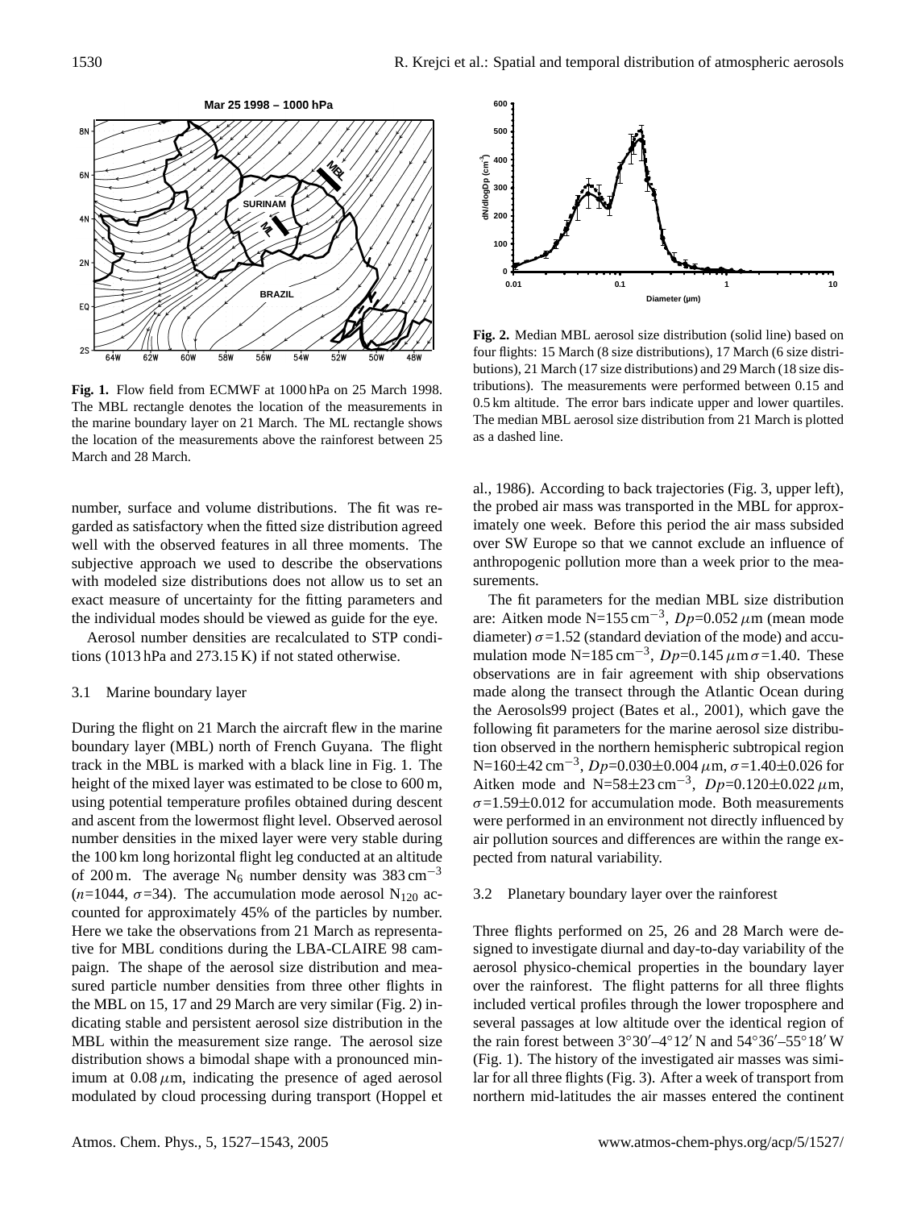Fig. 1. Flow field from ECMWF at 1000 hPa on 25 March 1998. The MBL rectangle denotes the location of the measurements in the marine boundary layer on 21 March. The ML rectangle shows the location of the measurements above the rainforest between 25 March and 28 March.

Fig. 2. Median MBL aerosol size distribution (solid line) based on four flights: 15 March (8 size distributions), 17 March (6 size distributions), 21 March (17 size distributions) and 29 March (18 size distributions). The measurements were performed between 0.15 and 0.5 km altitude. The error bars indicate upper and lower quartiles. The median MBL aerosol size distribution from 21 March is plotted as a dashed line.

number, surface and volume distributions. The fit was regarded as satisfactory when the fitted size distribution agreed well with the observed features in all three moments. The subjective approach we used to describe the observations with modeled size distributions does not allow us to set an exact measure of uncertainty for the fitting parameters and the individual modes should be viewed as guide for the eye.

Aerosol number densities are recalculated to STP conditions (1013 hPa and 273.15 K) if not stated otherwise.

### 3.1 Marine boundary layer

During the flight on 21 March the aircraft flew in the marine boundary layer (MBL) north of French Guyana. The flight track in the MBL is marked with a black line in Fig. 1. The height of the mixed layer was estimated to be close to 600 m, using potential temperature profiles obtained during descent and ascent from the lowermost flight level. Observed aerosol number densities in the mixed layer were very stable during the 100 km long horizontal flight leg conducted at an altitude of 200 m. The average $N_6$ number density was 383 $\mathrm{cm}^{-3}$ ($n$=1044, $\sigma$=34). The accumulation mode aerosol $N_{120}$ accounted for approximately 45% of the particles by number. Here we take the observations from 21 March as representative for MBL conditions during the LBA-CLAIRE 98 campaign. The shape of the aerosol size distribution and measured particle number densities from three other flights in the MBL on 15, 17 and 29 March are very similar (Fig. 2) indicating stable and persistent aerosol size distribution in the MBL within the measurement size range. The aerosol size distribution shows a bimodal shape with a pronounced minimum at 0.08 $\mu$m, indicating the presence of aged aerosol modulated by cloud processing during transport (Hoppel et al., 1986). According to back trajectories (Fig. 3, upper left), the probed air mass was transported in the MBL for approximately one week. Before this period the air mass subsided over SW Europe so that we cannot exclude an influence of anthropogenic pollution more than a week prior to the measurements.

The fit parameters for the median MBL size distribution are: Aitken mode N=155 $\mathrm{cm}^{-3}$, $Dp$=0.052 $\mu$m (mean mode diameter) $\sigma$=1.52 (standard deviation of the mode) and accumulation mode N=185 $\mathrm{cm}^{-3}$, $Dp$=0.145 $\mu$m $\sigma$=1.40. These observations are in fair agreement with ship observations made along the transect through the Atlantic Ocean during the Aerosols99 project (Bates et al., 2001), which gave the following fit parameters for the marine aerosol size distribution observed in the northern hemispheric subtropical region N=160$\pm$42 $\mathrm{cm}^{-3}$, $Dp$=0.030$\pm$0.004 $\mu$m, $\sigma$=1.40$\pm$0.026 for Aitken mode and N=58$\pm$23 $\mathrm{cm}^{-3}$, $Dp$=0.120$\pm$0.022 $\mu$m, $\sigma$=1.59$\pm$0.012 for accumulation mode. Both measurements were performed in an environment not directly influenced by air pollution sources and differences are within the range expected from natural variability.

### 3.2 Planetary boundary layer over the rainforest

Three flights performed on 25, 26 and 28 March were designed to investigate diurnal and day-to-day variability of the aerosol physico-chemical properties in the boundary layer over the rainforest. The flight patterns for all three flights included vertical profiles through the lower troposphere and several passages at low altitude over the identical region of the rain forest between 3°30′–4°12′ N and 54°36′–55°18′ W (Fig. 1). The history of the investigated air masses was similar for all three flights (Fig. 3). After a week of transport from northern mid-latitudes the air masses entered the continent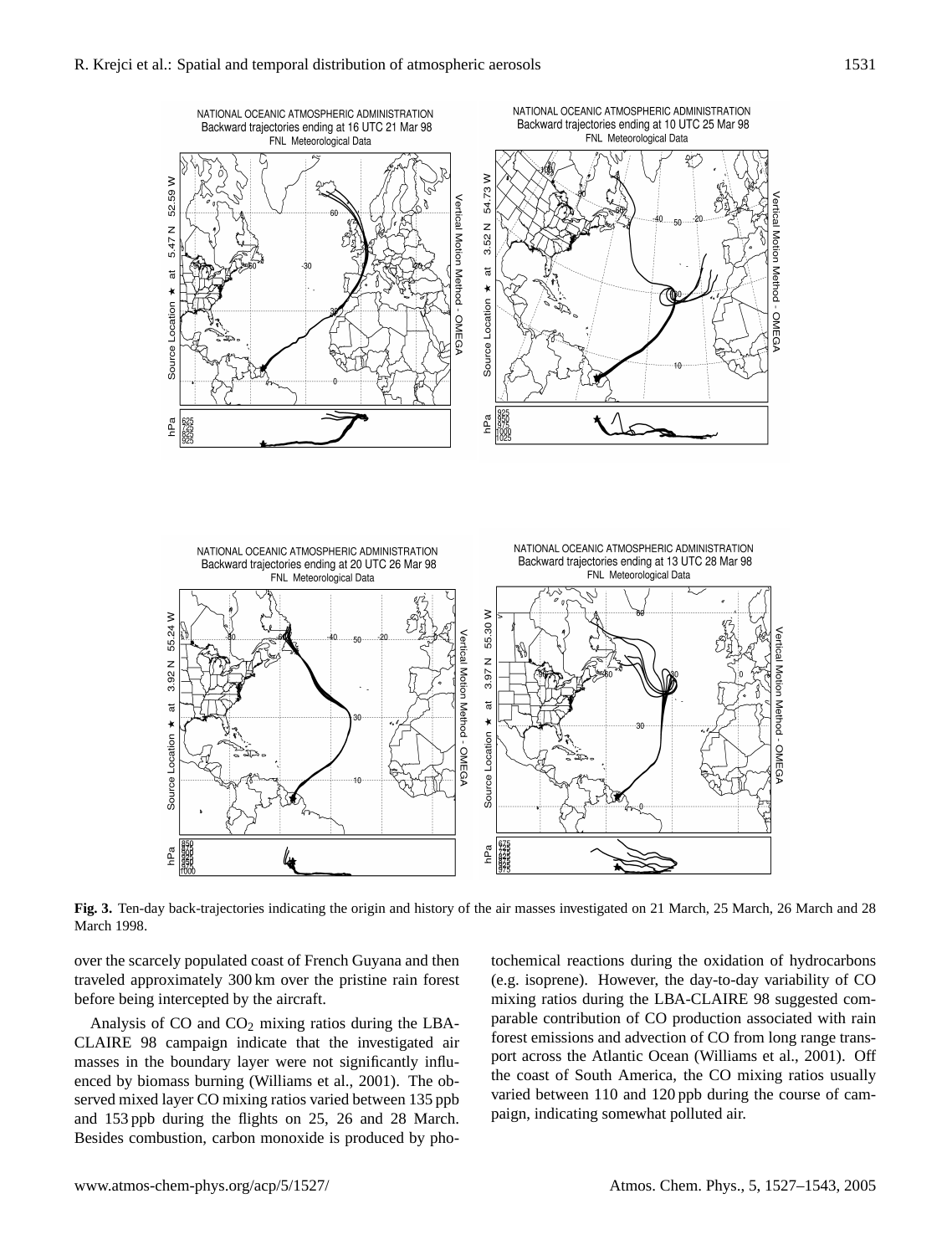**Fig. 3.** Ten-day back-trajectories indicating the origin and history of the air masses investigated on 21 March, 25 March, 26 March and 28 March 1998.

over the scarcely populated coast of French Guyana and then traveled approximately 300 km over the pristine rain forest before being intercepted by the aircraft.

Analysis of CO and $CO_2$ mixing ratios during the LBA-CLAIRE 98 campaign indicate that the investigated air masses in the boundary layer were not significantly influenced by biomass burning (Williams et al., 2001). The observed mixed layer CO mixing ratios varied between 135 ppb and 153 ppb during the flights on 25, 26 and 28 March. Besides combustion, carbon monoxide is produced by photochemical reactions during the oxidation of hydrocarbons (e.g. isoprene). However, the day-to-day variability of CO mixing ratios during the LBA-CLAIRE 98 suggested comparable contribution of CO production associated with rain forest emissions and advection of CO from long range transport across the Atlantic Ocean (Williams et al., 2001). Off the coast of South America, the CO mixing ratios usually varied between 110 and 120 ppb during the course of campaign, indicating somewhat polluted air.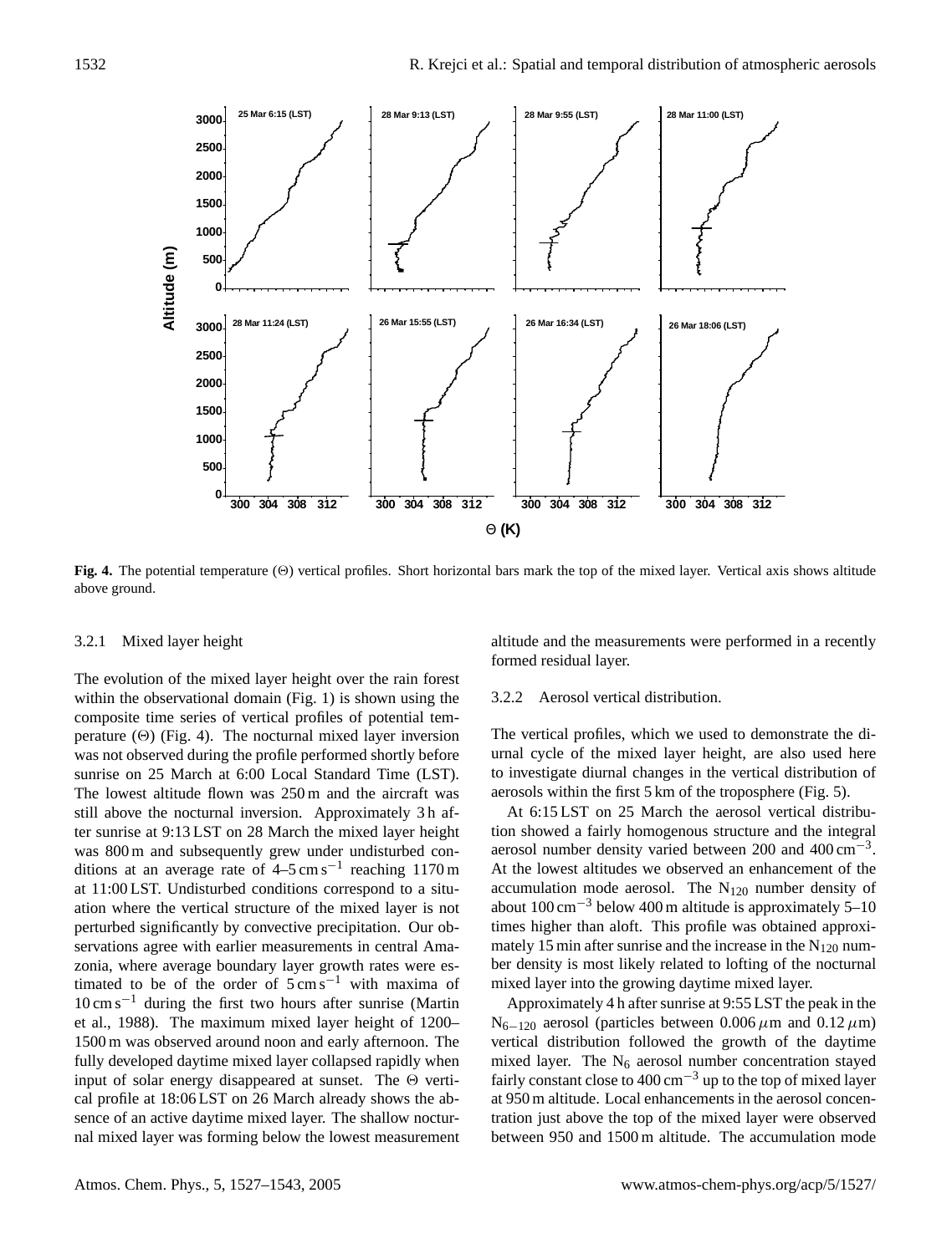**Fig. 4.** The potential temperature (Θ) vertical profiles. Short horizontal bars mark the top of the mixed layer. Vertical axis shows altitude above ground.

#### 3.2.1 Mixed layer height

The evolution of the mixed layer height over the rain forest within the observational domain (Fig. 1) is shown using the composite time series of vertical profiles of potential temperature (Θ) (Fig. 4). The nocturnal mixed layer inversion was not observed during the profile performed shortly before sunrise on 25 March at 6:00 Local Standard Time (LST). The lowest altitude flown was 250 m and the aircraft was still above the nocturnal inversion. Approximately 3 h after sunrise at 9:13 LST on 28 March the mixed layer height was 800 m and subsequently grew under undisturbed conditions at an average rate of 4–5 $cm\,s^{-1}$ reaching 1170 m at 11:00 LST. Undisturbed conditions correspond to a situation where the vertical structure of the mixed layer is not perturbed significantly by convective precipitation. Our observations agree with earlier measurements in central Amazonia, where average boundary layer growth rates were estimated to be of the order of 5 $cm\,s^{-1}$ with maxima of 10 $cm\,s^{-1}$ during the first two hours after sunrise (Martin et al., 1988). The maximum mixed layer height of 1200–1500 m was observed around noon and early afternoon. The fully developed daytime mixed layer collapsed rapidly when input of solar energy disappeared at sunset. The Θ vertical profile at 18:06 LST on 26 March already shows the absence of an active daytime mixed layer. The shallow nocturnal mixed layer was forming below the lowest measurement altitude and the measurements were performed in a recently formed residual layer.

#### 3.2.2 Aerosol vertical distribution.

The vertical profiles, which we used to demonstrate the diurnal cycle of the mixed layer height, are also used here to investigate diurnal changes in the vertical distribution of aerosols within the first 5 km of the troposphere (Fig. 5).

At 6:15 LST on 25 March the aerosol vertical distribution showed a fairly homogenous structure and the integral aerosol number density varied between 200 and 400 $cm^{-3}$. At the lowest altitudes we observed an enhancement of the accumulation mode aerosol. The $N_{120}$ number density of about 100 $cm^{-3}$ below 400 m altitude is approximately 5–10 times higher than aloft. This profile was obtained approximately 15 min after sunrise and the increase in the $N_{120}$ number density is most likely related to lofting of the nocturnal mixed layer into the growing daytime mixed layer.

Approximately 4 h after sunrise at 9:55 LST the peak in the $N_{6-120}$ aerosol (particles between 0.006 $\mu$m and 0.12 $\mu$m) vertical distribution followed the growth of the daytime mixed layer. The $N_6$ aerosol number concentration stayed fairly constant close to 400 $cm^{-3}$ up to the top of mixed layer at 950 m altitude. Local enhancements in the aerosol concentration just above the top of the mixed layer were observed between 950 and 1500 m altitude. The accumulation mode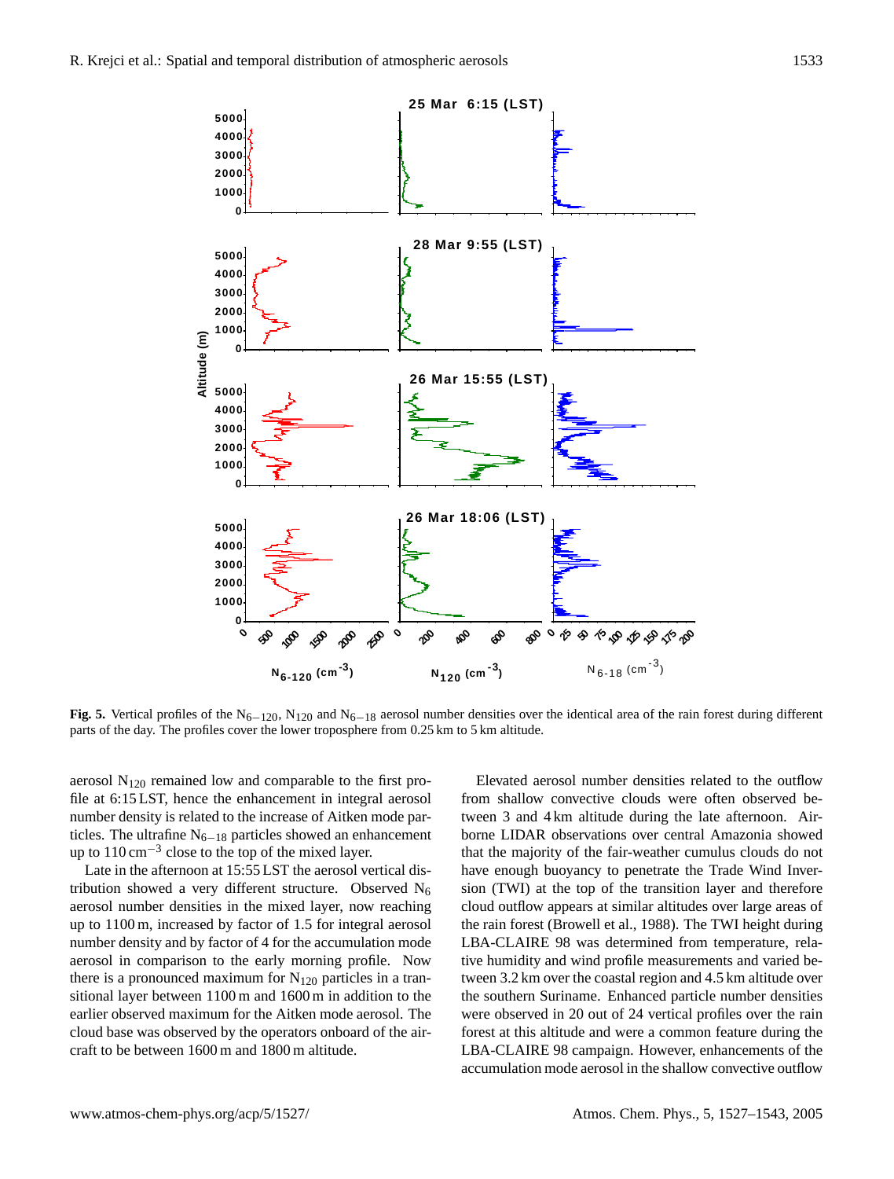**Fig. 5.** Vertical profiles of the $N_{6-120}$, $N_{120}$ and $N_{6-18}$ aerosol number densities over the identical area of the rain forest during different parts of the day. The profiles cover the lower troposphere from 0.25 km to 5 km altitude.

aerosol $N_{120}$ remained low and comparable to the first profile at 6:15 LST, hence the enhancement in integral aerosol number density is related to the increase of Aitken mode particles. The ultrafine $N_{6-18}$ particles showed an enhancement up to 110 $cm^{-3}$ close to the top of the mixed layer.

Late in the afternoon at 15:55 LST the aerosol vertical distribution showed a very different structure. Observed $N_6$ aerosol number densities in the mixed layer, now reaching up to 1100 m, increased by factor of 1.5 for integral aerosol number density and by factor of 4 for the accumulation mode aerosol in comparison to the early morning profile. Now there is a pronounced maximum for $N_{120}$ particles in a transitional layer between 1100 m and 1600 m in addition to the earlier observed maximum for the Aitken mode aerosol. The cloud base was observed by the operators onboard of the aircraft to be between 1600 m and 1800 m altitude.

Elevated aerosol number densities related to the outflow from shallow convective clouds were often observed between 3 and 4 km altitude during the late afternoon. Airborne LIDAR observations over central Amazonia showed that the majority of the fair-weather cumulus clouds do not have enough buoyancy to penetrate the Trade Wind Inversion (TWI) at the top of the transition layer and therefore cloud outflow appears at similar altitudes over large areas of the rain forest (Browell et al., 1988). The TWI height during LBA-CLAIRE 98 was determined from temperature, relative humidity and wind profile measurements and varied between 3.2 km over the coastal region and 4.5 km altitude over the southern Suriname. Enhanced particle number densities were observed in 20 out of 24 vertical profiles over the rain forest at this altitude and were a common feature during the LBA-CLAIRE 98 campaign. However, enhancements of the accumulation mode aerosol in the shallow convective outflow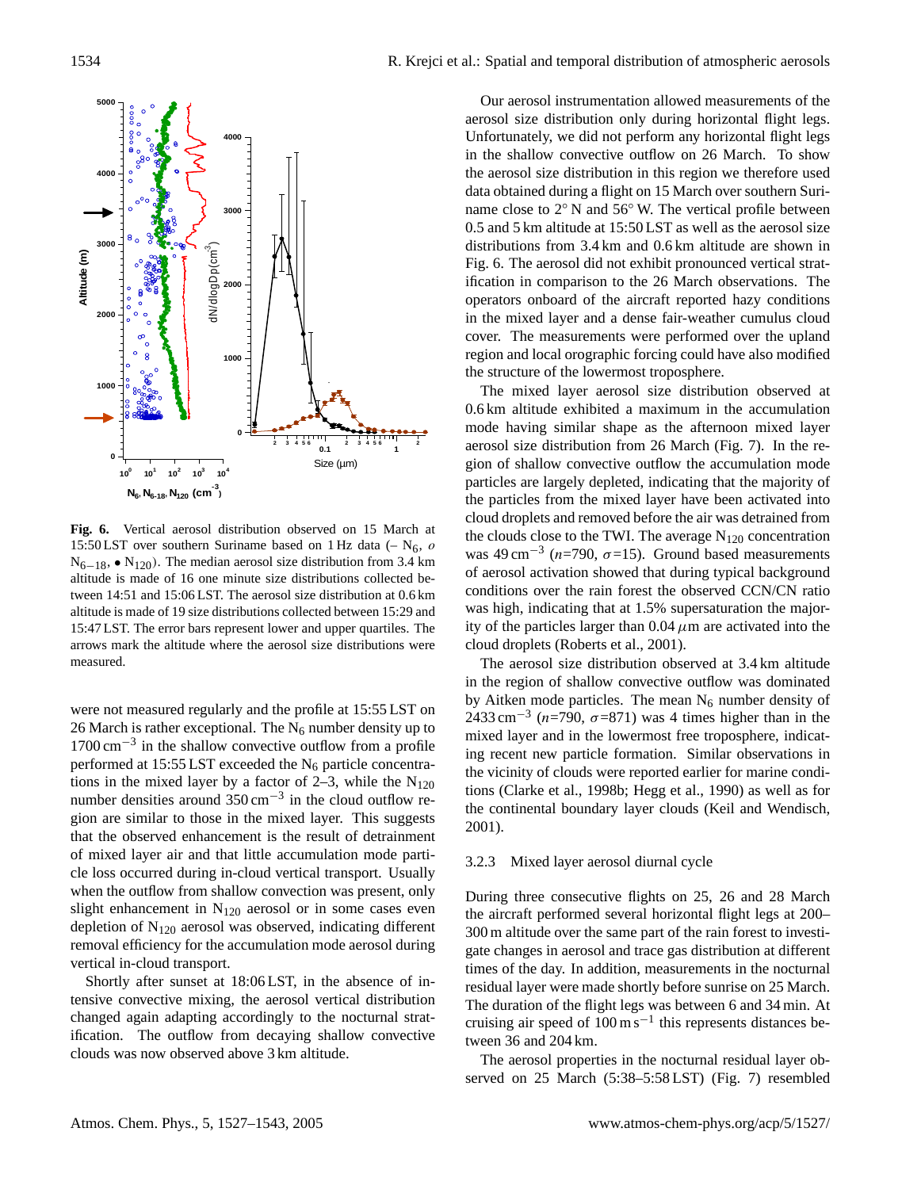**Fig. 6.** Vertical aerosol distribution observed on 15 March at 15:50 LST over southern Suriname based on 1 Hz data (– $N_6$, *o* $N_{6-18}$, • $N_{120}$). The median aerosol size distribution from 3.4 km altitude is made of 16 one minute size distributions collected between 14:51 and 15:06 LST. The aerosol size distribution at 0.6 km altitude is made of 19 size distributions collected between 15:29 and 15:47 LST. The error bars represent lower and upper quartiles. The arrows mark the altitude where the aerosol size distributions were measured.

were not measured regularly and the profile at 15:55 LST on 26 March is rather exceptional. The $N_6$ number density up to 1700 $cm^{-3}$ in the shallow convective outflow from a profile performed at 15:55 LST exceeded the $N_6$ particle concentrations in the mixed layer by a factor of 2–3, while the $N_{120}$ number densities around 350 $cm^{-3}$ in the cloud outflow region are similar to those in the mixed layer. This suggests that the observed enhancement is the result of detrainment of mixed layer air and that little accumulation mode particle loss occurred during in-cloud vertical transport. Usually when the outflow from shallow convection was present, only slight enhancement in $N_{120}$ aerosol or in some cases even depletion of $N_{120}$ aerosol was observed, indicating different removal efficiency for the accumulation mode aerosol during vertical in-cloud transport.

Shortly after sunset at 18:06 LST, in the absence of intensive convective mixing, the aerosol vertical distribution changed again adapting accordingly to the nocturnal stratification. The outflow from decaying shallow convective clouds was now observed above 3 km altitude.

Our aerosol instrumentation allowed measurements of the aerosol size distribution only during horizontal flight legs. Unfortunately, we did not perform any horizontal flight legs in the shallow convective outflow on 26 March. To show the aerosol size distribution in this region we therefore used data obtained during a flight on 15 March over southern Suriname close to 2° N and 56° W. The vertical profile between 0.5 and 5 km altitude at 15:50 LST as well as the aerosol size distributions from 3.4 km and 0.6 km altitude are shown in Fig. 6. The aerosol did not exhibit pronounced vertical stratification in comparison to the 26 March observations. The operators onboard of the aircraft reported hazy conditions in the mixed layer and a dense fair-weather cumulus cloud cover. The measurements were performed over the upland region and local orographic forcing could have also modified the structure of the lowermost troposphere.

The mixed layer aerosol size distribution observed at 0.6 km altitude exhibited a maximum in the accumulation mode having similar shape as the afternoon mixed layer aerosol size distribution from 26 March (Fig. 7). In the region of shallow convective outflow the accumulation mode particles are largely depleted, indicating that the majority of the particles from the mixed layer have been activated into cloud droplets and removed before the air was detrained from the clouds close to the TWI. The average $N_{120}$ concentration was 49 $cm^{-3}$ ($n$=790, $\sigma$=15). Ground based measurements of aerosol activation showed that during typical background conditions over the rain forest the observed CCN/CN ratio was high, indicating that at 1.5% supersaturation the majority of the particles larger than 0.04 $\mu$m are activated into the cloud droplets (Roberts et al., 2001).

The aerosol size distribution observed at 3.4 km altitude in the region of shallow convective outflow was dominated by Aitken mode particles. The mean $N_6$ number density of 2433 $cm^{-3}$ ($n$=790, $\sigma$=871) was 4 times higher than in the mixed layer and in the lowermost free troposphere, indicating recent new particle formation. Similar observations in the vicinity of clouds were reported earlier for marine conditions (Clarke et al., 1998b; Hegg et al., 1990) as well as for the continental boundary layer clouds (Keil and Wendisch, 2001).

### 3.2.3 Mixed layer aerosol diurnal cycle

During three consecutive flights on 25, 26 and 28 March the aircraft performed several horizontal flight legs at 200–300 m altitude over the same part of the rain forest to investigate changes in aerosol and trace gas distribution at different times of the day. In addition, measurements in the nocturnal residual layer were made shortly before sunrise on 25 March. The duration of the flight legs was between 6 and 34 min. At cruising air speed of 100 m $s^{-1}$ this represents distances between 36 and 204 km.

The aerosol properties in the nocturnal residual layer observed on 25 March (5:38–5:58 LST) (Fig. 7) resembled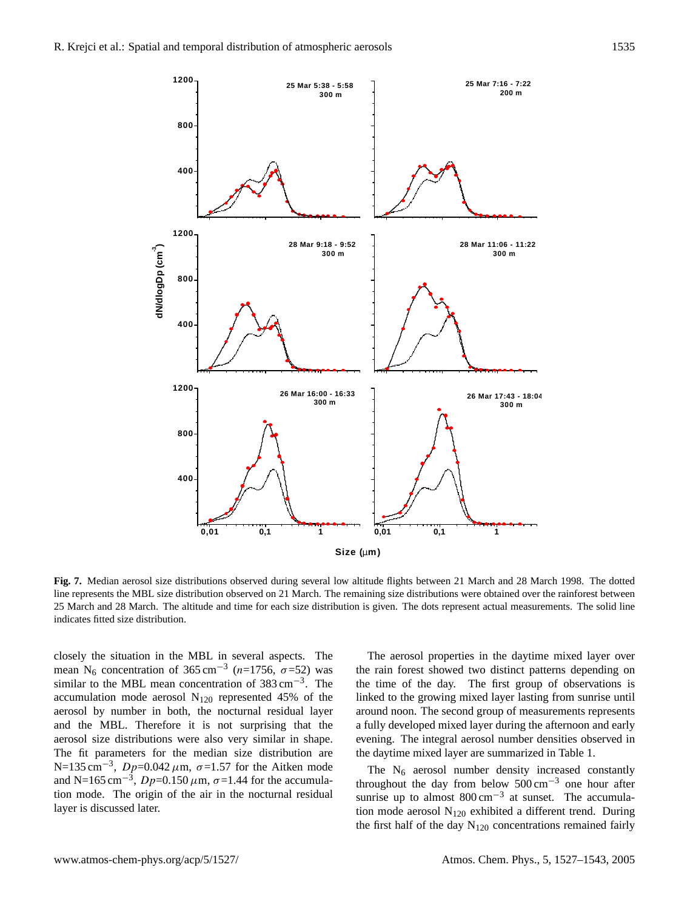**Fig. 7.** Median aerosol size distributions observed during several low altitude flights between 21 March and 28 March 1998. The dotted line represents the MBL size distribution observed on 21 March. The remaining size distributions were obtained over the rainforest between 25 March and 28 March. The altitude and time for each size distribution is given. The dots represent actual measurements. The solid line indicates fitted size distribution.

closely the situation in the MBL in several aspects. The mean $N_6$ concentration of 365 $cm^{-3}$ ($n$=1756, $\sigma$=52) was similar to the MBL mean concentration of 383 $cm^{-3}$. The accumulation mode aerosol $N_{120}$ represented 45% of the aerosol by number in both, the nocturnal residual layer and the MBL. Therefore it is not surprising that the aerosol size distributions were also very similar in shape. The fit parameters for the median size distribution are N=135 $cm^{-3}$, $Dp$=0.042 $\mu$m, $\sigma$=1.57 for the Aitken mode and N=165 $cm^{-3}$, $Dp$=0.150 $\mu$m, $\sigma$=1.44 for the accumulation mode. The origin of the air in the nocturnal residual layer is discussed later.

The aerosol properties in the daytime mixed layer over the rain forest showed two distinct patterns depending on the time of the day. The first group of observations is linked to the growing mixed layer lasting from sunrise until around noon. The second group of measurements represents a fully developed mixed layer during the afternoon and early evening. The integral aerosol number densities observed in the daytime mixed layer are summarized in Table 1.

The $N_6$ aerosol number density increased constantly throughout the day from below 500 $cm^{-3}$ one hour after sunrise up to almost 800 $cm^{-3}$ at sunset. The accumulation mode aerosol $N_{120}$ exhibited a different trend. During the first half of the day $N_{120}$ concentrations remained fairly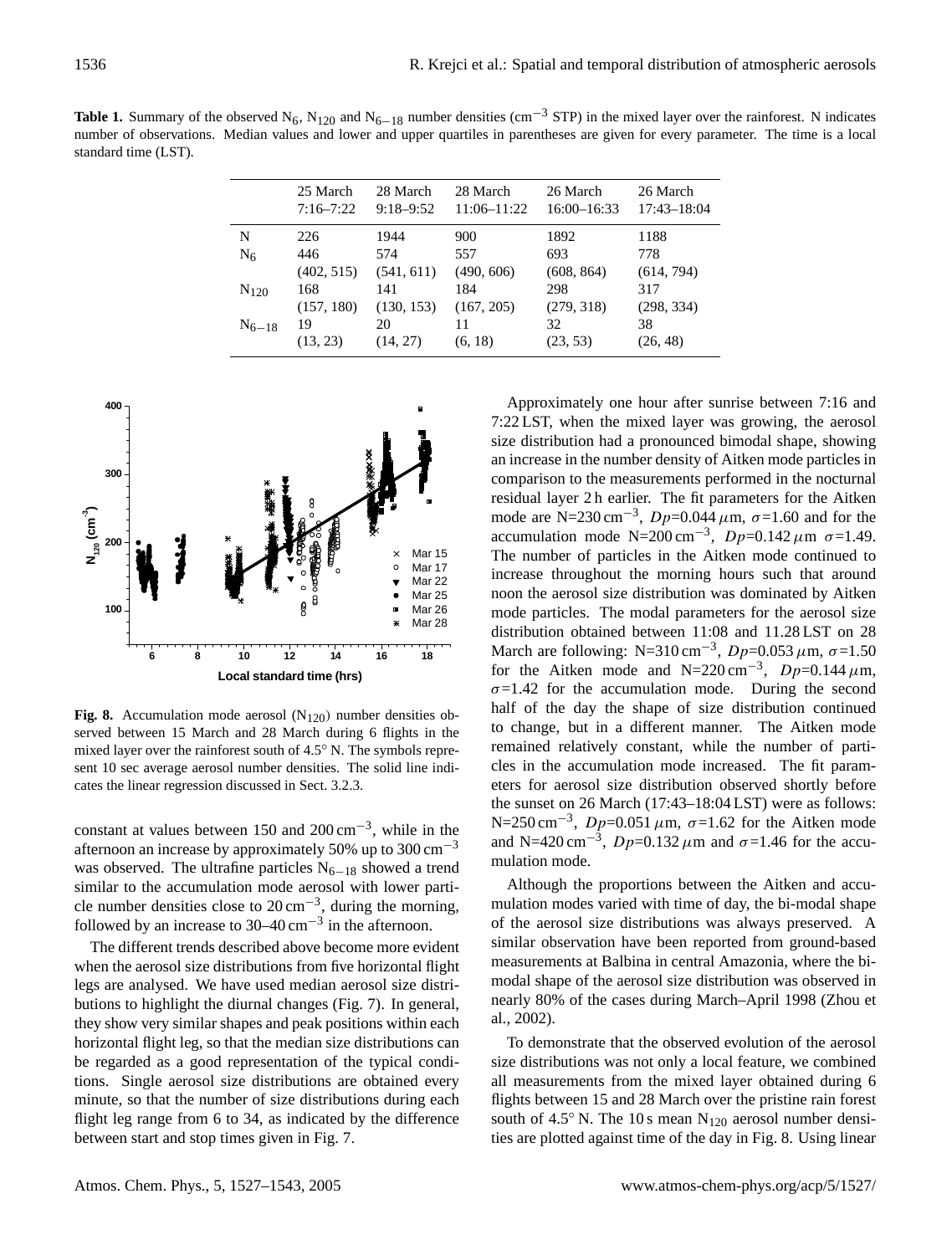**Table 1.** Summary of the observed $N_6$, $N_{120}$ and $N_{6-18}$ number densities ($cm^{-3}$ STP) in the mixed layer over the rainforest. N indicates number of observations. Median values and lower and upper quartiles in parentheses are given for every parameter. The time is a local standard time (LST).

| | 25 March 7:16–7:22 | 28 March 9:18–9:52 | 28 March 11:06–11:22 | 26 March 16:00–16:33 | 26 March 17:43–18:04 |
|---|---|---|---|---|---|
| N | 226 | 1944 | 900 | 1892 | 1188 |
| $N_6$ | 446 | 574 | 557 | 693 | 778 |
| | (402, 515) | (541, 611) | (490, 606) | (608, 864) | (614, 794) |
| $N_{120}$ | 168 | 141 | 184 | 298 | 317 |
| | (157, 180) | (130, 153) | (167, 205) | (279, 318) | (298, 334) |
| $N_{6-18}$ | 19 | 20 | 11 | 32 | 38 |
| | (13, 23) | (14, 27) | (6, 18) | (23, 53) | (26, 48) |

**Fig. 8.** Accumulation mode aerosol ($N_{120}$) number densities observed between 15 March and 28 March during 6 flights in the mixed layer over the rainforest south of 4.5° N. The symbols represent 10 sec average aerosol number densities. The solid line indicates the linear regression discussed in Sect. 3.2.3.

constant at values between 150 and 200 $cm^{-3}$, while in the afternoon an increase by approximately 50% up to 300 $cm^{-3}$ was observed. The ultrafine particles $N_{6-18}$ showed a trend similar to the accumulation mode aerosol with lower particle number densities close to 20 $cm^{-3}$, during the morning, followed by an increase to 30–40 $cm^{-3}$ in the afternoon.

The different trends described above become more evident when the aerosol size distributions from five horizontal flight legs are analysed. We have used median aerosol size distributions to highlight the diurnal changes (Fig. 7). In general, they show very similar shapes and peak positions within each horizontal flight leg, so that the median size distributions can be regarded as a good representation of the typical conditions. Single aerosol size distributions are obtained every minute, so that the number of size distributions during each flight leg range from 6 to 34, as indicated by the difference between start and stop times given in Fig. 7.

Approximately one hour after sunrise between 7:16 and 7:22 LST, when the mixed layer was growing, the aerosol size distribution had a pronounced bimodal shape, showing an increase in the number density of Aitken mode particles in comparison to the measurements performed in the nocturnal residual layer 2 h earlier. The fit parameters for the Aitken mode are N=230 $cm^{-3}$, $Dp$=0.044 $\mu$m, $\sigma$=1.60 and for the accumulation mode N=200 $cm^{-3}$, $Dp$=0.142 $\mu$m $\sigma$=1.49. The number of particles in the Aitken mode continued to increase throughout the morning hours such that around noon the aerosol size distribution was dominated by Aitken mode particles. The modal parameters for the aerosol size distribution obtained between 11:08 and 11.28 LST on 28 March are following: N=310 $cm^{-3}$, $Dp$=0.053 $\mu$m, $\sigma$=1.50 for the Aitken mode and N=220 $cm^{-3}$, $Dp$=0.144 $\mu$m, $\sigma$=1.42 for the accumulation mode. During the second half of the day the shape of size distribution continued to change, but in a different manner. The Aitken mode remained relatively constant, while the number of particles in the accumulation mode increased. The fit parameters for aerosol size distribution observed shortly before the sunset on 26 March (17:43–18:04 LST) were as follows: N=250 $cm^{-3}$, $Dp$=0.051 $\mu$m, $\sigma$=1.62 for the Aitken mode and N=420 $cm^{-3}$, $Dp$=0.132 $\mu$m and $\sigma$=1.46 for the accumulation mode.

Although the proportions between the Aitken and accumulation modes varied with time of day, the bi-modal shape of the aerosol size distributions was always preserved. A similar observation have been reported from ground-based measurements at Balbina in central Amazonia, where the bi-modal shape of the aerosol size distribution was observed in nearly 80% of the cases during March–April 1998 (Zhou et al., 2002).

To demonstrate that the observed evolution of the aerosol size distributions was not only a local feature, we combined all measurements from the mixed layer obtained during 6 flights between 15 and 28 March over the pristine rain forest south of 4.5° N. The 10 s mean $N_{120}$ aerosol number densities are plotted against time of the day in Fig. 8. Using linear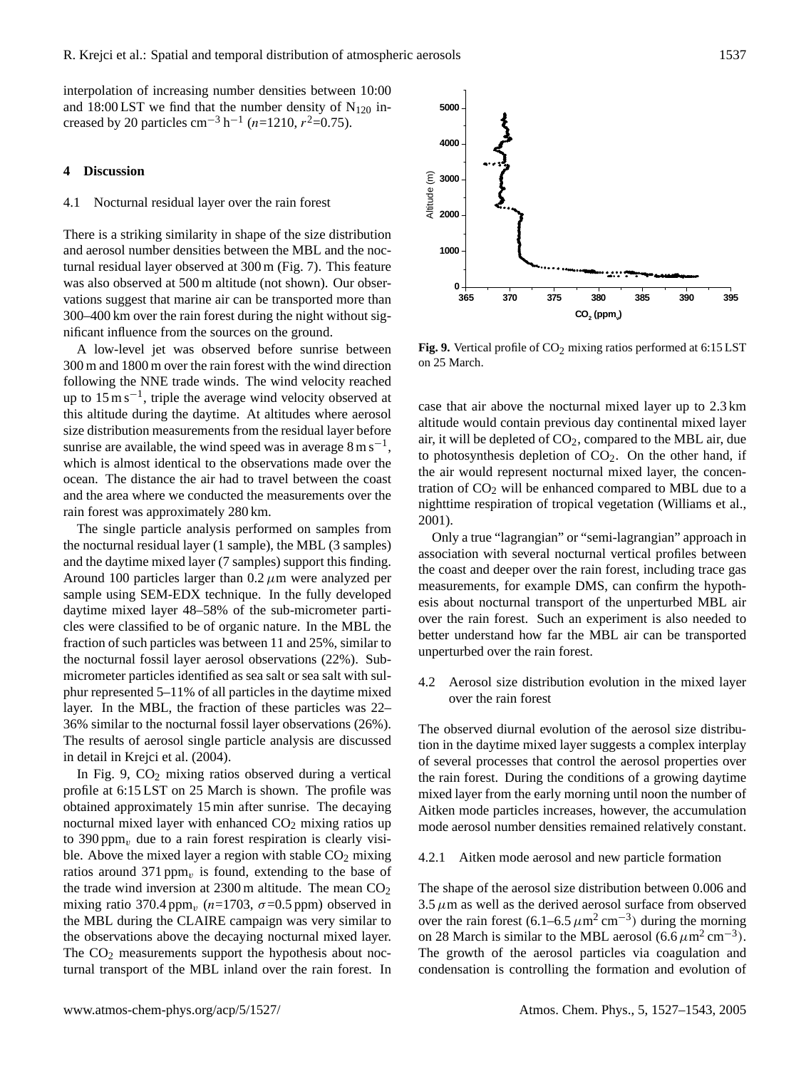interpolation of increasing number densities between 10:00 and 18:00 LST we find that the number density of $N_{120}$ increased by 20 particles $cm^{-3}\,h^{-1}$ ($n$=1210, $r^2$=0.75).

## 4 Discussion

### 4.1 Nocturnal residual layer over the rain forest

There is a striking similarity in shape of the size distribution and aerosol number densities between the MBL and the nocturnal residual layer observed at 300 m (Fig. 7). This feature was also observed at 500 m altitude (not shown). Our observations suggest that marine air can be transported more than 300–400 km over the rain forest during the night without significant influence from the sources on the ground.

A low-level jet was observed before sunrise between 300 m and 1800 m over the rain forest with the wind direction following the NNE trade winds. The wind velocity reached up to $15\,m\,s^{-1}$, triple the average wind velocity observed at this altitude during the daytime. At altitudes where aerosol size distribution measurements from the residual layer before sunrise are available, the wind speed was in average $8\,m\,s^{-1}$, which is almost identical to the observations made over the ocean. The distance the air had to travel between the coast and the area where we conducted the measurements over the rain forest was approximately 280 km.

The single particle analysis performed on samples from the nocturnal residual layer (1 sample), the MBL (3 samples) and the daytime mixed layer (7 samples) support this finding. Around 100 particles larger than $0.2\,\mu$m were analyzed per sample using SEM-EDX technique. In the fully developed daytime mixed layer 48–58% of the sub-micrometer particles were classified to be of organic nature. In the MBL the fraction of such particles was between 11 and 25%, similar to the nocturnal fossil layer aerosol observations (22%). Sub-micrometer particles identified as sea salt or sea salt with sulphur represented 5–11% of all particles in the daytime mixed layer. In the MBL, the fraction of these particles was 22–36% similar to the nocturnal fossil layer observations (26%). The results of aerosol single particle analysis are discussed in detail in Krejci et al. (2004).

In Fig. 9, $CO_2$ mixing ratios observed during a vertical profile at 6:15 LST on 25 March is shown. The profile was obtained approximately 15 min after sunrise. The decaying nocturnal mixed layer with enhanced $CO_2$ mixing ratios up to 390 $ppm_v$ due to a rain forest respiration is clearly visible. Above the mixed layer a region with stable $CO_2$ mixing ratios around 371 $ppm_v$ is found, extending to the base of the trade wind inversion at 2300 m altitude. The mean $CO_2$ mixing ratio 370.4 $ppm_v$ ($n$=1703, $\sigma$=0.5 ppm) observed in the MBL during the CLAIRE campaign was very similar to the observations above the decaying nocturnal mixed layer. The $CO_2$ measurements support the hypothesis about nocturnal transport of the MBL inland over the rain forest. In case that air above the nocturnal mixed layer up to 2.3 km altitude would contain previous day continental mixed layer air, it will be depleted of $CO_2$, compared to the MBL air, due to photosynthesis depletion of $CO_2$. On the other hand, if the air would represent nocturnal mixed layer, the concentration of $CO_2$ will be enhanced compared to MBL due to a nighttime respiration of tropical vegetation (Williams et al., 2001).

**Fig. 9.** Vertical profile of $CO_2$ mixing ratios performed at 6:15 LST on 25 March.

Only a true "lagrangian" or "semi-lagrangian" approach in association with several nocturnal vertical profiles between the coast and deeper over the rain forest, including trace gas measurements, for example DMS, can confirm the hypothesis about nocturnal transport of the unperturbed MBL air over the rain forest. Such an experiment is also needed to better understand how far the MBL air can be transported unperturbed over the rain forest.

### 4.2 Aerosol size distribution evolution in the mixed layer over the rain forest

The observed diurnal evolution of the aerosol size distribution in the daytime mixed layer suggests a complex interplay of several processes that control the aerosol properties over the rain forest. During the conditions of a growing daytime mixed layer from the early morning until noon the number of Aitken mode particles increases, however, the accumulation mode aerosol number densities remained relatively constant.

#### 4.2.1 Aitken mode aerosol and new particle formation

The shape of the aerosol size distribution between 0.006 and $3.5\,\mu$m as well as the derived aerosol surface from observed over the rain forest (6.1–6.5 $\mu m^2\,cm^{-3}$) during the morning on 28 March is similar to the MBL aerosol (6.6 $\mu m^2\,cm^{-3}$). The growth of the aerosol particles via coagulation and condensation is controlling the formation and evolution of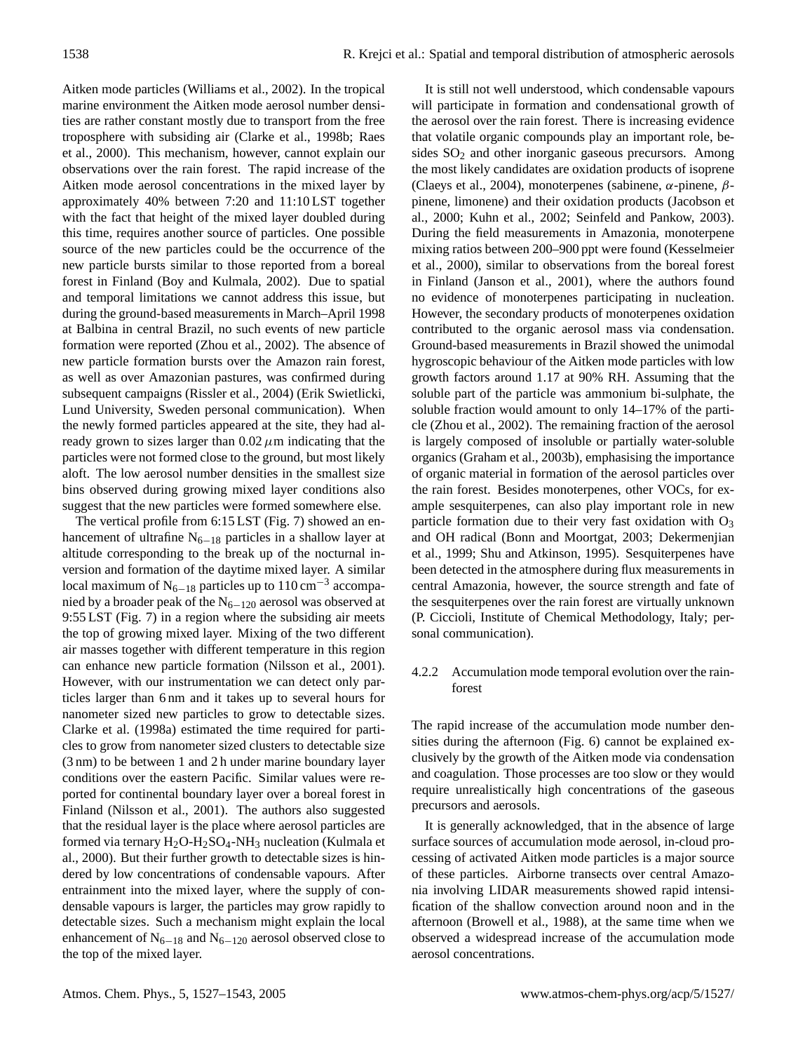Aitken mode particles (Williams et al., 2002). In the tropical marine environment the Aitken mode aerosol number densities are rather constant mostly due to transport from the free troposphere with subsiding air (Clarke et al., 1998b; Raes et al., 2000). This mechanism, however, cannot explain our observations over the rain forest. The rapid increase of the Aitken mode aerosol concentrations in the mixed layer by approximately 40% between 7:20 and 11:10 LST together with the fact that height of the mixed layer doubled during this time, requires another source of particles. One possible source of the new particles could be the occurrence of the new particle bursts similar to those reported from a boreal forest in Finland (Boy and Kulmala, 2002). Due to spatial and temporal limitations we cannot address this issue, but during the ground-based measurements in March–April 1998 at Balbina in central Brazil, no such events of new particle formation were reported (Zhou et al., 2002). The absence of new particle formation bursts over the Amazon rain forest, as well as over Amazonian pastures, was confirmed during subsequent campaigns (Rissler et al., 2004) (Erik Swietlicki, Lund University, Sweden personal communication). When the newly formed particles appeared at the site, they had already grown to sizes larger than 0.02 $\mu$m indicating that the particles were not formed close to the ground, but most likely aloft. The low aerosol number densities in the smallest size bins observed during growing mixed layer conditions also suggest that the new particles were formed somewhere else.

The vertical profile from 6:15 LST (Fig. 7) showed an enhancement of ultrafine $N_{6-18}$ particles in a shallow layer at altitude corresponding to the break up of the nocturnal inversion and formation of the daytime mixed layer. A similar local maximum of $N_{6-18}$ particles up to 110 $cm^{-3}$ accompanied by a broader peak of the $N_{6-120}$ aerosol was observed at 9:55 LST (Fig. 7) in a region where the subsiding air meets the top of growing mixed layer. Mixing of the two different air masses together with different temperature in this region can enhance new particle formation (Nilsson et al., 2001). However, with our instrumentation we can detect only particles larger than 6 nm and it takes up to several hours for nanometer sized new particles to grow to detectable sizes. Clarke et al. (1998a) estimated the time required for particles to grow from nanometer sized clusters to detectable size (3 nm) to be between 1 and 2 h under marine boundary layer conditions over the eastern Pacific. Similar values were reported for continental boundary layer over a boreal forest in Finland (Nilsson et al., 2001). The authors also suggested that the residual layer is the place where aerosol particles are formed via ternary $H_2O$-$H_2SO_4$-$NH_3$ nucleation (Kulmala et al., 2000). But their further growth to detectable sizes is hindered by low concentrations of condensable vapours. After entrainment into the mixed layer, where the supply of condensable vapours is larger, the particles may grow rapidly to detectable sizes. Such a mechanism might explain the local enhancement of $N_{6-18}$ and $N_{6-120}$ aerosol observed close to the top of the mixed layer.

It is still not well understood, which condensable vapours will participate in formation and condensational growth of the aerosol over the rain forest. There is increasing evidence that volatile organic compounds play an important role, besides $SO_2$ and other inorganic gaseous precursors. Among the most likely candidates are oxidation products of isoprene (Claeys et al., 2004), monoterpenes (sabinene, $\alpha$-pinene, $\beta$-pinene, limonene) and their oxidation products (Jacobson et al., 2000; Kuhn et al., 2002; Seinfeld and Pankow, 2003). During the field measurements in Amazonia, monoterpene mixing ratios between 200–900 ppt were found (Kesselmeier et al., 2000), similar to observations from the boreal forest in Finland (Janson et al., 2001), where the authors found no evidence of monoterpenes participating in nucleation. However, the secondary products of monoterpenes oxidation contributed to the organic aerosol mass via condensation. Ground-based measurements in Brazil showed the unimodal hygroscopic behaviour of the Aitken mode particles with low growth factors around 1.17 at 90% RH. Assuming that the soluble part of the particle was ammonium bi-sulphate, the soluble fraction would amount to only 14–17% of the particle (Zhou et al., 2002). The remaining fraction of the aerosol is largely composed of insoluble or partially water-soluble organics (Graham et al., 2003b), emphasising the importance of organic material in formation of the aerosol particles over the rain forest. Besides monoterpenes, other VOCs, for example sesquiterpenes, can also play important role in new particle formation due to their very fast oxidation with $O_3$ and OH radical (Bonn and Moortgat, 2003; Dekermenjian et al., 1999; Shu and Atkinson, 1995). Sesquiterpenes have been detected in the atmosphere during flux measurements in central Amazonia, however, the source strength and fate of the sesquiterpenes over the rain forest are virtually unknown (P. Ciccioli, Institute of Chemical Methodology, Italy; personal communication).

#### 4.2.2 Accumulation mode temporal evolution over the rainforest

The rapid increase of the accumulation mode number densities during the afternoon (Fig. 6) cannot be explained exclusively by the growth of the Aitken mode via condensation and coagulation. Those processes are too slow or they would require unrealistically high concentrations of the gaseous precursors and aerosols.

It is generally acknowledged, that in the absence of large surface sources of accumulation mode aerosol, in-cloud processing of activated Aitken mode particles is a major source of these particles. Airborne transects over central Amazonia involving LIDAR measurements showed rapid intensification of the shallow convection around noon and in the afternoon (Browell et al., 1988), at the same time when we observed a widespread increase of the accumulation mode aerosol concentrations.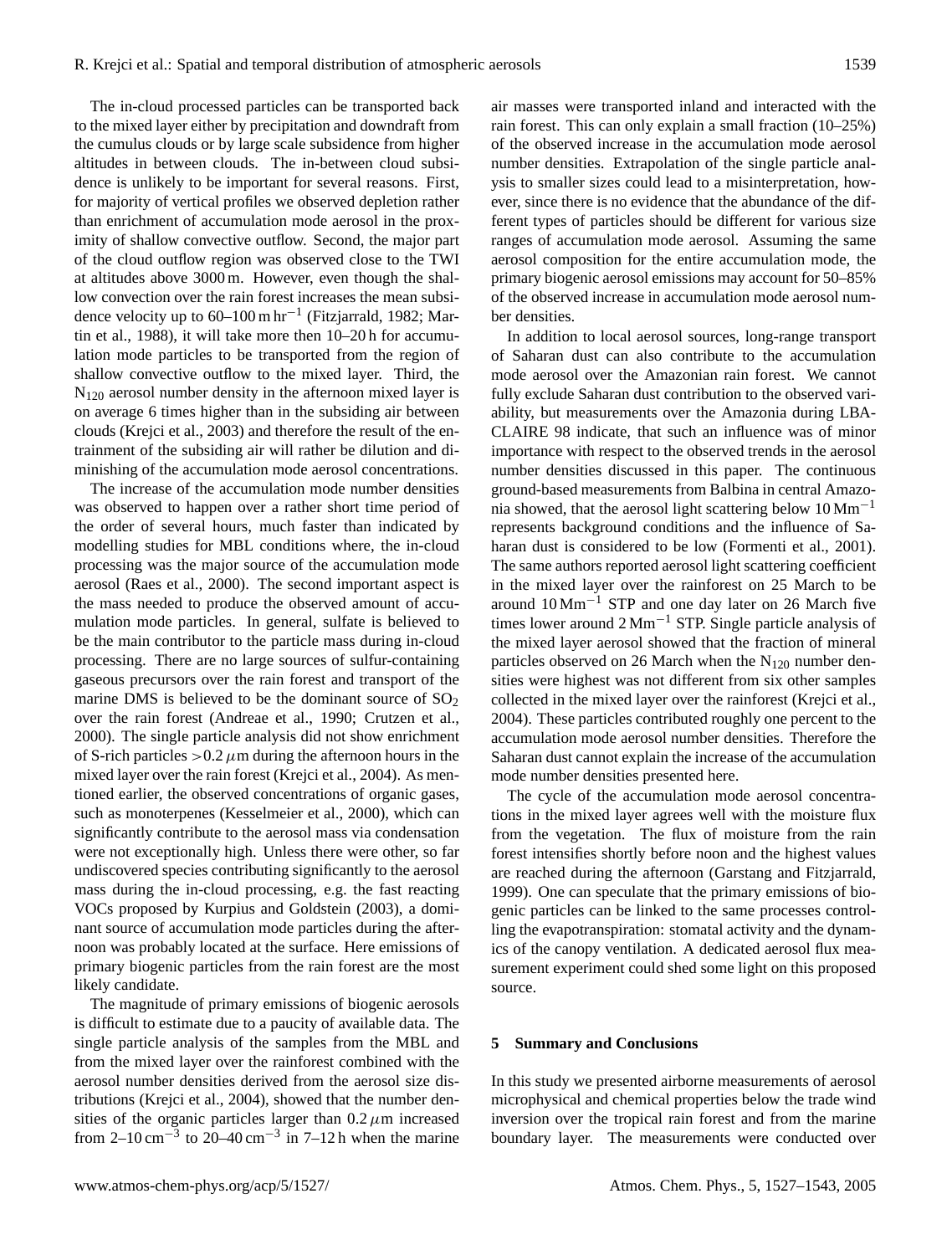The in-cloud processed particles can be transported back to the mixed layer either by precipitation and downdraft from the cumulus clouds or by large scale subsidence from higher altitudes in between clouds. The in-between cloud subsidence is unlikely to be important for several reasons. First, for majority of vertical profiles we observed depletion rather than enrichment of accumulation mode aerosol in the proximity of shallow convective outflow. Second, the major part of the cloud outflow region was observed close to the TWI at altitudes above 3000 m. However, even though the shallow convection over the rain forest increases the mean subsidence velocity up to 60–100 m $hr^{-1}$ (Fitzjarrald, 1982; Martin et al., 1988), it will take more then 10–20 h for accumulation mode particles to be transported from the region of shallow convective outflow to the mixed layer. Third, the $N_{120}$ aerosol number density in the afternoon mixed layer is on average 6 times higher than in the subsiding air between clouds (Krejci et al., 2003) and therefore the result of the entrainment of the subsiding air will rather be dilution and diminishing of the accumulation mode aerosol concentrations.

The increase of the accumulation mode number densities was observed to happen over a rather short time period of the order of several hours, much faster than indicated by modelling studies for MBL conditions where, the in-cloud processing was the major source of the accumulation mode aerosol (Raes et al., 2000). The second important aspect is the mass needed to produce the observed amount of accumulation mode particles. In general, sulfate is believed to be the main contributor to the particle mass during in-cloud processing. There are no large sources of sulfur-containing gaseous precursors over the rain forest and transport of the marine DMS is believed to be the dominant source of $SO_2$ over the rain forest (Andreae et al., 1990; Crutzen et al., 2000). The single particle analysis did not show enrichment of S-rich particles $>0.2\,\mu$m during the afternoon hours in the mixed layer over the rain forest (Krejci et al., 2004). As mentioned earlier, the observed concentrations of organic gases, such as monoterpenes (Kesselmeier et al., 2000), which can significantly contribute to the aerosol mass via condensation were not exceptionally high. Unless there were other, so far undiscovered species contributing significantly to the aerosol mass during the in-cloud processing, e.g. the fast reacting VOCs proposed by Kurpius and Goldstein (2003), a dominant source of accumulation mode particles during the afternoon was probably located at the surface. Here emissions of primary biogenic particles from the rain forest are the most likely candidate.

The magnitude of primary emissions of biogenic aerosols is difficult to estimate due to a paucity of available data. The single particle analysis of the samples from the MBL and from the mixed layer over the rainforest combined with the aerosol number densities derived from the aerosol size distributions (Krejci et al., 2004), showed that the number densities of the organic particles larger than $0.2\,\mu$m increased from 2–10 $cm^{-3}$ to 20–40 $cm^{-3}$ in 7–12 h when the marine air masses were transported inland and interacted with the rain forest. This can only explain a small fraction (10–25%) of the observed increase in the accumulation mode aerosol number densities. Extrapolation of the single particle analysis to smaller sizes could lead to a misinterpretation, however, since there is no evidence that the abundance of the different types of particles should be different for various size ranges of accumulation mode aerosol. Assuming the same aerosol composition for the entire accumulation mode, the primary biogenic aerosol emissions may account for 50–85% of the observed increase in accumulation mode aerosol number densities.

In addition to local aerosol sources, long-range transport of Saharan dust can also contribute to the accumulation mode aerosol over the Amazonian rain forest. We cannot fully exclude Saharan dust contribution to the observed variability, but measurements over the Amazonia during LBA-CLAIRE 98 indicate, that such an influence was of minor importance with respect to the observed trends in the aerosol number densities discussed in this paper. The continuous ground-based measurements from Balbina in central Amazonia showed, that the aerosol light scattering below 10 $Mm^{-1}$ represents background conditions and the influence of Saharan dust is considered to be low (Formenti et al., 2001). The same authors reported aerosol light scattering coefficient in the mixed layer over the rainforest on 25 March to be around 10 $Mm^{-1}$ STP and one day later on 26 March five times lower around 2 $Mm^{-1}$ STP. Single particle analysis of the mixed layer aerosol showed that the fraction of mineral particles observed on 26 March when the $N_{120}$ number densities were highest was not different from six other samples collected in the mixed layer over the rainforest (Krejci et al., 2004). These particles contributed roughly one percent to the accumulation mode aerosol number densities. Therefore the Saharan dust cannot explain the increase of the accumulation mode number densities presented here.

The cycle of the accumulation mode aerosol concentrations in the mixed layer agrees well with the moisture flux from the vegetation. The flux of moisture from the rain forest intensifies shortly before noon and the highest values are reached during the afternoon (Garstang and Fitzjarrald, 1999). One can speculate that the primary emissions of biogenic particles can be linked to the same processes controlling the evapotranspiration: stomatal activity and the dynamics of the canopy ventilation. A dedicated aerosol flux measurement experiment could shed some light on this proposed source.

## 5 Summary and Conclusions

In this study we presented airborne measurements of aerosol microphysical and chemical properties below the trade wind inversion over the tropical rain forest and from the marine boundary layer. The measurements were conducted over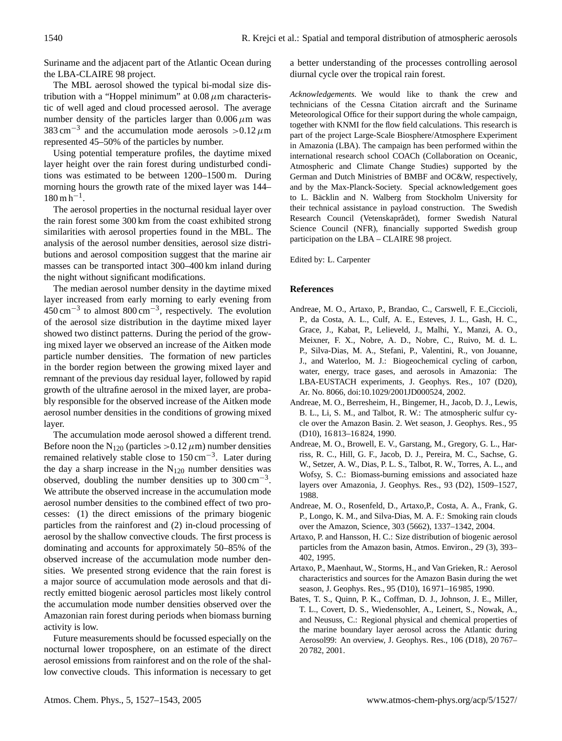Suriname and the adjacent part of the Atlantic Ocean during the LBA-CLAIRE 98 project.

The MBL aerosol showed the typical bi-modal size distribution with a "Hoppel minimum" at 0.08 $\mu$m characteristic of well aged and cloud processed aerosol. The average number density of the particles larger than 0.006 $\mu$m was 383 $cm^{-3}$ and the accumulation mode aerosols $>0.12\,\mu$m represented 45–50% of the particles by number.

Using potential temperature profiles, the daytime mixed layer height over the rain forest during undisturbed conditions was estimated to be between 1200–1500 m. During morning hours the growth rate of the mixed layer was 144–180 $m\,h^{-1}$.

The aerosol properties in the nocturnal residual layer over the rain forest some 300 km from the coast exhibited strong similarities with aerosol properties found in the MBL. The analysis of the aerosol number densities, aerosol size distributions and aerosol composition suggest that the marine air masses can be transported intact 300–400 km inland during the night without significant modifications.

The median aerosol number density in the daytime mixed layer increased from early morning to early evening from 450 $cm^{-3}$ to almost 800 $cm^{-3}$, respectively. The evolution of the aerosol size distribution in the daytime mixed layer showed two distinct patterns. During the period of the growing mixed layer we observed an increase of the Aitken mode particle number densities. The formation of new particles in the border region between the growing mixed layer and remnant of the previous day residual layer, followed by rapid growth of the ultrafine aerosol in the mixed layer, are probably responsible for the observed increase of the Aitken mode aerosol number densities in the conditions of growing mixed layer.

The accumulation mode aerosol showed a different trend. Before noon the $N_{120}$ (particles $>0.12\,\mu$m) number densities remained relatively stable close to 150 $cm^{-3}$. Later during the day a sharp increase in the $N_{120}$ number densities was observed, doubling the number densities up to 300 $cm^{-3}$. We attribute the observed increase in the accumulation mode aerosol number densities to the combined effect of two processes: (1) the direct emissions of the primary biogenic particles from the rainforest and (2) in-cloud processing of aerosol by the shallow convective clouds. The first process is dominating and accounts for approximately 50–85% of the observed increase of the accumulation mode number densities. We presented strong evidence that the rain forest is a major source of accumulation mode aerosols and that directly emitted biogenic aerosol particles most likely control the accumulation mode number densities observed over the Amazonian rain forest during periods when biomass burning activity is low.

Future measurements should be focussed especially on the nocturnal lower troposphere, on an estimate of the direct aerosol emissions from rainforest and on the role of the shallow convective clouds. This information is necessary to get a better understanding of the processes controlling aerosol diurnal cycle over the tropical rain forest.

*Acknowledgements.* We would like to thank the crew and technicians of the Cessna Citation aircraft and the Suriname Meteorological Office for their support during the whole campaign, together with KNMI for the flow field calculations. This research is part of the project Large-Scale Biosphere/Atmosphere Experiment in Amazonia (LBA). The campaign has been performed within the international research school COACh (Collaboration on Oceanic, Atmospheric and Climate Change Studies) supported by the German and Dutch Ministries of BMBF and OC&W, respectively, and by the Max-Planck-Society. Special acknowledgement goes to L. Bäcklin and N. Walberg from Stockholm University for their technical assistance in payload construction. The Swedish Research Council (Vetenskaprådet), former Swedish Natural Science Council (NFR), financially supported Swedish group participation on the LBA – CLAIRE 98 project.

Edited by: L. Carpenter

## References

Andreae, M. O., Artaxo, P., Brandao, C., Carswell, F. E.,Ciccioli, P., da Costa, A. L., Culf, A. E., Esteves, J. L., Gash, H. C., Grace, J., Kabat, P., Lelieveld, J., Malhi, Y., Manzi, A. O., Meixner, F. X., Nobre, A. D., Nobre, C., Ruivo, M. d. L. P., Silva-Dias, M. A., Stefani, P., Valentini, R., von Jouanne, J., and Waterloo, M. J.: Biogeochemical cycling of carbon, water, energy, trace gases, and aerosols in Amazonia: The LBA-EUSTACH experiments, J. Geophys. Res., 107 (D20), Ar. No. 8066, doi:10.1029/2001JD000524, 2002.

Andreae, M. O., Berresheim, H., Bingemer, H., Jacob, D. J., Lewis, B. L., Li, S. M., and Talbot, R. W.: The atmospheric sulfur cycle over the Amazon Basin. 2. Wet season, J. Geophys. Res., 95 (D10), 16 813–16 824, 1990.

Andreae, M. O., Browell, E. V., Garstang, M., Gregory, G. L., Harriss, R. C., Hill, G. F., Jacob, D. J., Pereira, M. C., Sachse, G. W., Setzer, A. W., Dias, P. L. S., Talbot, R. W., Torres, A. L., and Wofsy, S. C.: Biomass-burning emissions and associated haze layers over Amazonia, J. Geophys. Res., 93 (D2), 1509–1527, 1988.

Andreae, M. O., Rosenfeld, D., Artaxo,P., Costa, A. A., Frank, G. P., Longo, K. M., and Silva-Dias, M. A. F.: Smoking rain clouds over the Amazon, Science, 303 (5662), 1337–1342, 2004.

Artaxo, P. and Hansson, H. C.: Size distribution of biogenic aerosol particles from the Amazon basin, Atmos. Environ., 29 (3), 393–402, 1995.

Artaxo, P., Maenhaut, W., Storms, H., and Van Grieken, R.: Aerosol characteristics and sources for the Amazon Basin during the wet season, J. Geophys. Res., 95 (D10), 16 971–16 985, 1990.

Bates, T. S., Quinn, P. K., Coffman, D. J., Johnson, J. E., Miller, T. L., Covert, D. S., Wiedensohler, A., Leinert, S., Nowak, A., and Neususs, C.: Regional physical and chemical properties of the marine boundary layer aerosol across the Atlantic during Aerosol99: An overview, J. Geophys. Res., 106 (D18), 20 767–20 782, 2001.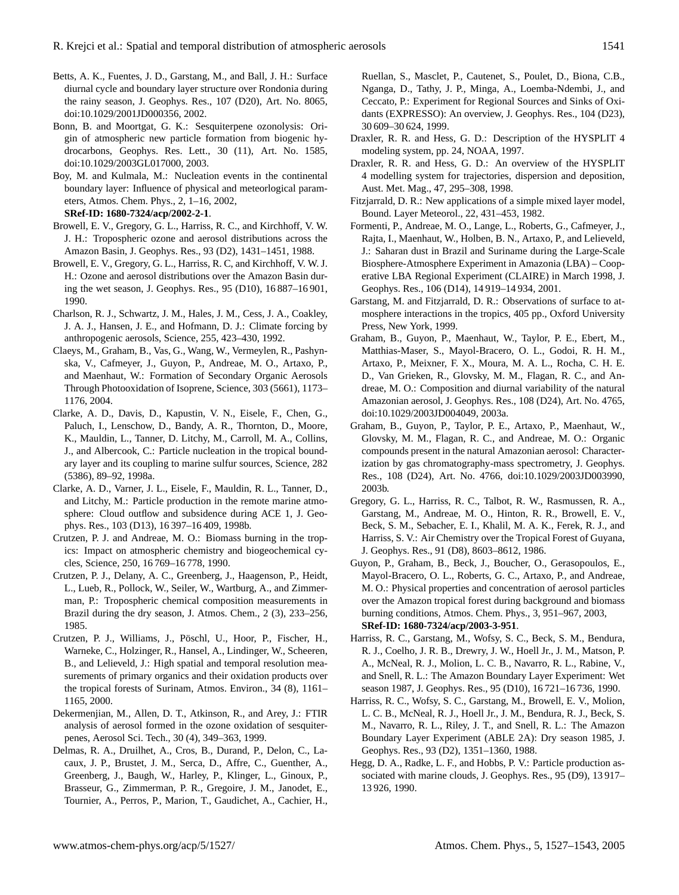Betts, A. K., Fuentes, J. D., Garstang, M., and Ball, J. H.: Surface diurnal cycle and boundary layer structure over Rondonia during the rainy season, J. Geophys. Res., 107 (D20), Art. No. 8065, doi:10.1029/2001JD000356, 2002.

Bonn, B. and Moortgat, G. K.: Sesquiterpene ozonolysis: Origin of atmospheric new particle formation from biogenic hydrocarbons, Geophys. Res. Lett., 30 (11), Art. No. 1585, doi:10.1029/2003GL017000, 2003.

Boy, M. and Kulmala, M.: Nucleation events in the continental boundary layer: Influence of physical and meteorlogical parameters, Atmos. Chem. Phys., 2, 1–16, 2002, **SRef-ID: 1680-7324/acp/2002-2-1**.

Browell, E. V., Gregory, G. L., Harriss, R. C., and Kirchhoff, V. W. J. H.: Tropospheric ozone and aerosol distributions across the Amazon Basin, J. Geophys. Res., 93 (D2), 1431–1451, 1988.

Browell, E. V., Gregory, G. L., Harriss, R. C, and Kirchhoff, V. W. J. H.: Ozone and aerosol distributions over the Amazon Basin during the wet season, J. Geophys. Res., 95 (D10), 16 887–16 901, 1990.

Charlson, R. J., Schwartz, J. M., Hales, J. M., Cess, J. A., Coakley, J. A. J., Hansen, J. E., and Hofmann, D. J.: Climate forcing by anthropogenic aerosols, Science, 255, 423–430, 1992.

Claeys, M., Graham, B., Vas, G., Wang, W., Vermeylen, R., Pashynska, V., Cafmeyer, J., Guyon, P., Andreae, M. O., Artaxo, P., and Maenhaut, W.: Formation of Secondary Organic Aerosols Through Photooxidation of Isoprene, Science, 303 (5661), 1173–1176, 2004.

Clarke, A. D., Davis, D., Kapustin, V. N., Eisele, F., Chen, G., Paluch, I., Lenschow, D., Bandy, A. R., Thornton, D., Moore, K., Mauldin, L., Tanner, D. Litchy, M., Carroll, M. A., Collins, J., and Albercook, C.: Particle nucleation in the tropical boundary layer and its coupling to marine sulfur sources, Science, 282 (5386), 89–92, 1998a.

Clarke, A. D., Varner, J. L., Eisele, F., Mauldin, R. L., Tanner, D., and Litchy, M.: Particle production in the remote marine atmosphere: Cloud outflow and subsidence during ACE 1, J. Geophys. Res., 103 (D13), 16 397–16 409, 1998b.

Crutzen, P. J. and Andreae, M. O.: Biomass burning in the tropics: Impact on atmospheric chemistry and biogeochemical cycles, Science, 250, 16 769–16 778, 1990.

Crutzen, P. J., Delany, A. C., Greenberg, J., Haagenson, P., Heidt, L., Lueb, R., Pollock, W., Seiler, W., Wartburg, A., and Zimmerman, P.: Tropospheric chemical composition measurements in Brazil during the dry season, J. Atmos. Chem., 2 (3), 233–256, 1985.

Crutzen, P. J., Williams, J., Pöschl, U., Hoor, P., Fischer, H., Warneke, C., Holzinger, R., Hansel, A., Lindinger, W., Scheeren, B., and Lelieveld, J.: High spatial and temporal resolution measurements of primary organics and their oxidation products over the tropical forests of Surinam, Atmos. Environ., 34 (8), 1161–1165, 2000.

Dekermenjian, M., Allen, D. T., Atkinson, R., and Arey, J.: FTIR analysis of aerosol formed in the ozone oxidation of sesquiterpenes, Aerosol Sci. Tech., 30 (4), 349–363, 1999.

Delmas, R. A., Druilhet, A., Cros, B., Durand, P., Delon, C., Lacaux, J. P., Brustet, J. M., Serca, D., Affre, C., Guenther, A., Greenberg, J., Baugh, W., Harley, P., Klinger, L., Ginoux, P., Brasseur, G., Zimmerman, P. R., Gregoire, J. M., Janodet, E., Tournier, A., Perros, P., Marion, T., Gaudichet, A., Cachier, H., Ruellan, S., Masclet, P., Cautenet, S., Poulet, D., Biona, C.B., Nganga, D., Tathy, J. P., Minga, A., Loemba-Ndembi, J., and Ceccato, P.: Experiment for Regional Sources and Sinks of Oxidants (EXPRESSO): An overview, J. Geophys. Res., 104 (D23), 30 609–30 624, 1999.

Draxler, R. R. and Hess, G. D.: Description of the HYSPLIT 4 modeling system, pp. 24, NOAA, 1997.

Draxler, R. R. and Hess, G. D.: An overview of the HYSPLIT 4 modelling system for trajectories, dispersion and deposition, Aust. Met. Mag., 47, 295–308, 1998.

Fitzjarrald, D. R.: New applications of a simple mixed layer model, Bound. Layer Meteorol., 22, 431–453, 1982.

Formenti, P., Andreae, M. O., Lange, L., Roberts, G., Cafmeyer, J., Rajta, I., Maenhaut, W., Holben, B. N., Artaxo, P., and Lelieveld, J.: Saharan dust in Brazil and Suriname during the Large-Scale Biosphere-Atmosphere Experiment in Amazonia (LBA) – Cooperative LBA Regional Experiment (CLAIRE) in March 1998, J. Geophys. Res., 106 (D14), 14 919–14 934, 2001.

Garstang, M. and Fitzjarrald, D. R.: Observations of surface to atmosphere interactions in the tropics, 405 pp., Oxford University Press, New York, 1999.

Graham, B., Guyon, P., Maenhaut, W., Taylor, P. E., Ebert, M., Matthias-Maser, S., Mayol-Bracero, O. L., Godoi, R. H. M., Artaxo, P., Meixner, F. X., Moura, M. A. L., Rocha, C. H. E. D., Van Grieken, R., Glovsky, M. M., Flagan, R. C., and Andreae, M. O.: Composition and diurnal variability of the natural Amazonian aerosol, J. Geophys. Res., 108 (D24), Art. No. 4765, doi:10.1029/2003JD004049, 2003a.

Graham, B., Guyon, P., Taylor, P. E., Artaxo, P., Maenhaut, W., Glovsky, M. M., Flagan, R. C., and Andreae, M. O.: Organic compounds present in the natural Amazonian aerosol: Characterization by gas chromatography-mass spectrometry, J. Geophys. Res., 108 (D24), Art. No. 4766, doi:10.1029/2003JD003990, 2003b.

Gregory, G. L., Harriss, R. C., Talbot, R. W., Rasmussen, R. A., Garstang, M., Andreae, M. O., Hinton, R. R., Browell, E. V., Beck, S. M., Sebacher, E. I., Khalil, M. A. K., Ferek, R. J., and Harriss, S. V.: Air Chemistry over the Tropical Forest of Guyana, J. Geophys. Res., 91 (D8), 8603–8612, 1986.

Guyon, P., Graham, B., Beck, J., Boucher, O., Gerasopoulos, E., Mayol-Bracero, O. L., Roberts, G. C., Artaxo, P., and Andreae, M. O.: Physical properties and concentration of aerosol particles over the Amazon tropical forest during background and biomass burning conditions, Atmos. Chem. Phys., 3, 951–967, 2003, **SRef-ID: 1680-7324/acp/2003-3-951**.

Harriss, R. C., Garstang, M., Wofsy, S. C., Beck, S. M., Bendura, R. J., Coelho, J. R. B., Drewry, J. W., Hoell Jr., J. M., Matson, P. A., McNeal, R. J., Molion, L. C. B., Navarro, R. L., Rabine, V., and Snell, R. L.: The Amazon Boundary Layer Experiment: Wet season 1987, J. Geophys. Res., 95 (D10), 16 721–16 736, 1990.

Harriss, R. C., Wofsy, S. C., Garstang, M., Browell, E. V., Molion, L. C. B., McNeal, R. J., Hoell Jr., J. M., Bendura, R. J., Beck, S. M., Navarro, R. L., Riley, J. T., and Snell, R. L.: The Amazon Boundary Layer Experiment (ABLE 2A): Dry season 1985, J. Geophys. Res., 93 (D2), 1351–1360, 1988.

Hegg, D. A., Radke, L. F., and Hobbs, P. V.: Particle production associated with marine clouds, J. Geophys. Res., 95 (D9), 13 917–13 926, 1990.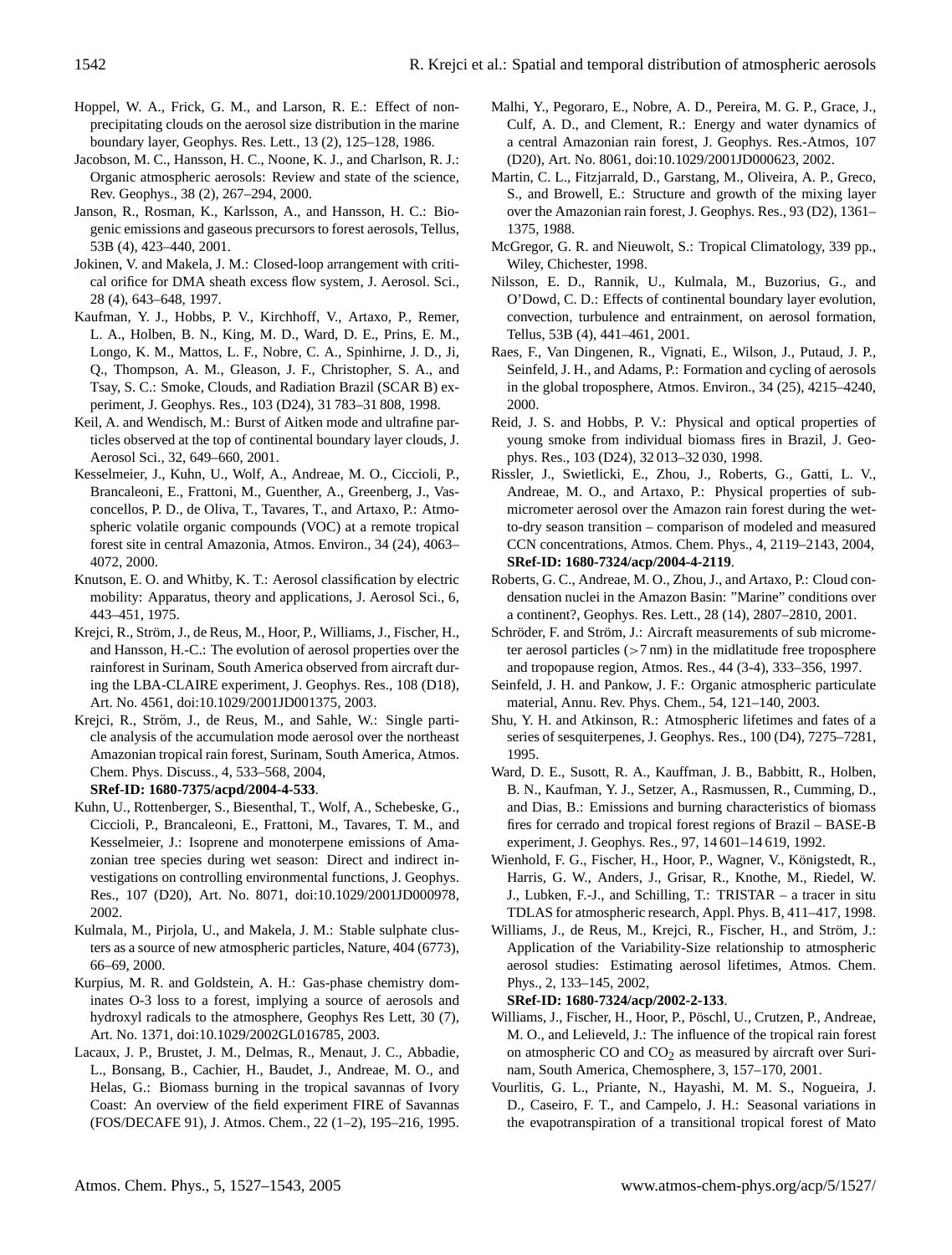Hoppel, W. A., Frick, G. M., and Larson, R. E.: Effect of nonprecipitating clouds on the aerosol size distribution in the marine boundary layer, Geophys. Res. Lett., 13 (2), 125–128, 1986.

Jacobson, M. C., Hansson, H. C., Noone, K. J., and Charlson, R. J.: Organic atmospheric aerosols: Review and state of the science, Rev. Geophys., 38 (2), 267–294, 2000.

Janson, R., Rosman, K., Karlsson, A., and Hansson, H. C.: Biogenic emissions and gaseous precursors to forest aerosols, Tellus, 53B (4), 423–440, 2001.

Jokinen, V. and Makela, J. M.: Closed-loop arrangement with critical orifice for DMA sheath excess flow system, J. Aerosol. Sci., 28 (4), 643–648, 1997.

Kaufman, Y. J., Hobbs, P. V., Kirchhoff, V., Artaxo, P., Remer, L. A., Holben, B. N., King, M. D., Ward, D. E., Prins, E. M., Longo, K. M., Mattos, L. F., Nobre, C. A., Spinhirne, J. D., Ji, Q., Thompson, A. M., Gleason, J. F., Christopher, S. A., and Tsay, S. C.: Smoke, Clouds, and Radiation Brazil (SCAR B) experiment, J. Geophys. Res., 103 (D24), 31 783–31 808, 1998.

Keil, A. and Wendisch, M.: Burst of Aitken mode and ultrafine particles observed at the top of continental boundary layer clouds, J. Aerosol Sci., 32, 649–660, 2001.

Kesselmeier, J., Kuhn, U., Wolf, A., Andreae, M. O., Ciccioli, P., Brancaleoni, E., Frattoni, M., Guenther, A., Greenberg, J., Vasconcellos, P. D., de Oliva, T., Tavares, T., and Artaxo, P.: Atmospheric volatile organic compounds (VOC) at a remote tropical forest site in central Amazonia, Atmos. Environ., 34 (24), 4063–4072, 2000.

Knutson, E. O. and Whitby, K. T.: Aerosol classification by electric mobility: Apparatus, theory and applications, J. Aerosol Sci., 6, 443–451, 1975.

Krejci, R., Ström, J., de Reus, M., Hoor, P., Williams, J., Fischer, H., and Hansson, H.-C.: The evolution of aerosol properties over the rainforest in Surinam, South America observed from aircraft during the LBA-CLAIRE experiment, J. Geophys. Res., 108 (D18), Art. No. 4561, doi:10.1029/2001JD001375, 2003.

Krejci, R., Ström, J., de Reus, M., and Sahle, W.: Single particle analysis of the accumulation mode aerosol over the northeast Amazonian tropical rain forest, Surinam, South America, Atmos. Chem. Phys. Discuss., 4, 533–568, 2004, **SRef-ID: 1680-7375/acpd/2004-4-533**.

Kuhn, U., Rottenberger, S., Biesenthal, T., Wolf, A., Schebeske, G., Ciccioli, P., Brancaleoni, E., Frattoni, M., Tavares, T. M., and Kesselmeier, J.: Isoprene and monoterpene emissions of Amazonian tree species during wet season: Direct and indirect investigations on controlling environmental functions, J. Geophys. Res., 107 (D20), Art. No. 8071, doi:10.1029/2001JD000978, 2002.

Kulmala, M., Pirjola, U., and Makela, J. M.: Stable sulphate clusters as a source of new atmospheric particles, Nature, 404 (6773), 66–69, 2000.

Kurpius, M. R. and Goldstein, A. H.: Gas-phase chemistry dominates O-3 loss to a forest, implying a source of aerosols and hydroxyl radicals to the atmosphere, Geophys Res Lett, 30 (7), Art. No. 1371, doi:10.1029/2002GL016785, 2003.

Lacaux, J. P., Brustet, J. M., Delmas, R., Menaut, J. C., Abbadie, L., Bonsang, B., Cachier, H., Baudet, J., Andreae, M. O., and Helas, G.: Biomass burning in the tropical savannas of Ivory Coast: An overview of the field experiment FIRE of Savannas (FOS/DECAFE 91), J. Atmos. Chem., 22 (1–2), 195–216, 1995.

Malhi, Y., Pegoraro, E., Nobre, A. D., Pereira, M. G. P., Grace, J., Culf, A. D., and Clement, R.: Energy and water dynamics of a central Amazonian rain forest, J. Geophys. Res.-Atmos, 107 (D20), Art. No. 8061, doi:10.1029/2001JD000623, 2002.

Martin, C. L., Fitzjarrald, D., Garstang, M., Oliveira, A. P., Greco, S., and Browell, E.: Structure and growth of the mixing layer over the Amazonian rain forest, J. Geophys. Res., 93 (D2), 1361–1375, 1988.

McGregor, G. R. and Nieuwolt, S.: Tropical Climatology, 339 pp., Wiley, Chichester, 1998.

Nilsson, E. D., Rannik, U., Kulmala, M., Buzorius, G., and O'Dowd, C. D.: Effects of continental boundary layer evolution, convection, turbulence and entrainment, on aerosol formation, Tellus, 53B (4), 441–461, 2001.

Raes, F., Van Dingenen, R., Vignati, E., Wilson, J., Putaud, J. P., Seinfeld, J. H., and Adams, P.: Formation and cycling of aerosols in the global troposphere, Atmos. Environ., 34 (25), 4215–4240, 2000.

Reid, J. S. and Hobbs, P. V.: Physical and optical properties of young smoke from individual biomass fires in Brazil, J. Geophys. Res., 103 (D24), 32 013–32 030, 1998.

Rissler, J., Swietlicki, E., Zhou, J., Roberts, G., Gatti, L. V., Andreae, M. O., and Artaxo, P.: Physical properties of submicrometer aerosol over the Amazon rain forest during the wet-to-dry season transition – comparison of modeled and measured CCN concentrations, Atmos. Chem. Phys., 4, 2119–2143, 2004, **SRef-ID: 1680-7324/acp/2004-4-2119**.

Roberts, G. C., Andreae, M. O., Zhou, J., and Artaxo, P.: Cloud condensation nuclei in the Amazon Basin: "Marine" conditions over a continent?, Geophys. Res. Lett., 28 (14), 2807–2810, 2001.

Schröder, F. and Ström, J.: Aircraft measurements of sub micrometer aerosol particles (>7 nm) in the midlatitude free troposphere and tropopause region, Atmos. Res., 44 (3-4), 333–356, 1997.

Seinfeld, J. H. and Pankow, J. F.: Organic atmospheric particulate material, Annu. Rev. Phys. Chem., 54, 121–140, 2003.

Shu, Y. H. and Atkinson, R.: Atmospheric lifetimes and fates of a series of sesquiterpenes, J. Geophys. Res., 100 (D4), 7275–7281, 1995.

Ward, D. E., Susott, R. A., Kauffman, J. B., Babbitt, R., Holben, B. N., Kaufman, Y. J., Setzer, A., Rasmussen, R., Cumming, D., and Dias, B.: Emissions and burning characteristics of biomass fires for cerrado and tropical forest regions of Brazil – BASE-B experiment, J. Geophys. Res., 97, 14 601–14 619, 1992.

Wienhold, F. G., Fischer, H., Hoor, P., Wagner, V., Königstedt, R., Harris, G. W., Anders, J., Grisar, R., Knothe, M., Riedel, W. J., Lubken, F.-J., and Schilling, T.: TRISTAR – a tracer in situ TDLAS for atmospheric research, Appl. Phys. B, 411–417, 1998.

Williams, J., de Reus, M., Krejci, R., Fischer, H., and Ström, J.: Application of the Variability-Size relationship to atmospheric aerosol studies: Estimating aerosol lifetimes, Atmos. Chem. Phys., 2, 133–145, 2002, **SRef-ID: 1680-7324/acp/2002-2-133**.

Williams, J., Fischer, H., Hoor, P., Pöschl, U., Crutzen, P., Andreae, M. O., and Lelieveld, J.: The influence of the tropical rain forest on atmospheric CO and $CO_2$ as measured by aircraft over Surinam, South America, Chemosphere, 3, 157–170, 2001.

Vourlitis, G. L., Priante, N., Hayashi, M. M. S., Nogueira, J. D., Caseiro, F. T., and Campelo, J. H.: Seasonal variations in the evapotranspiration of a transitional tropical forest of Mato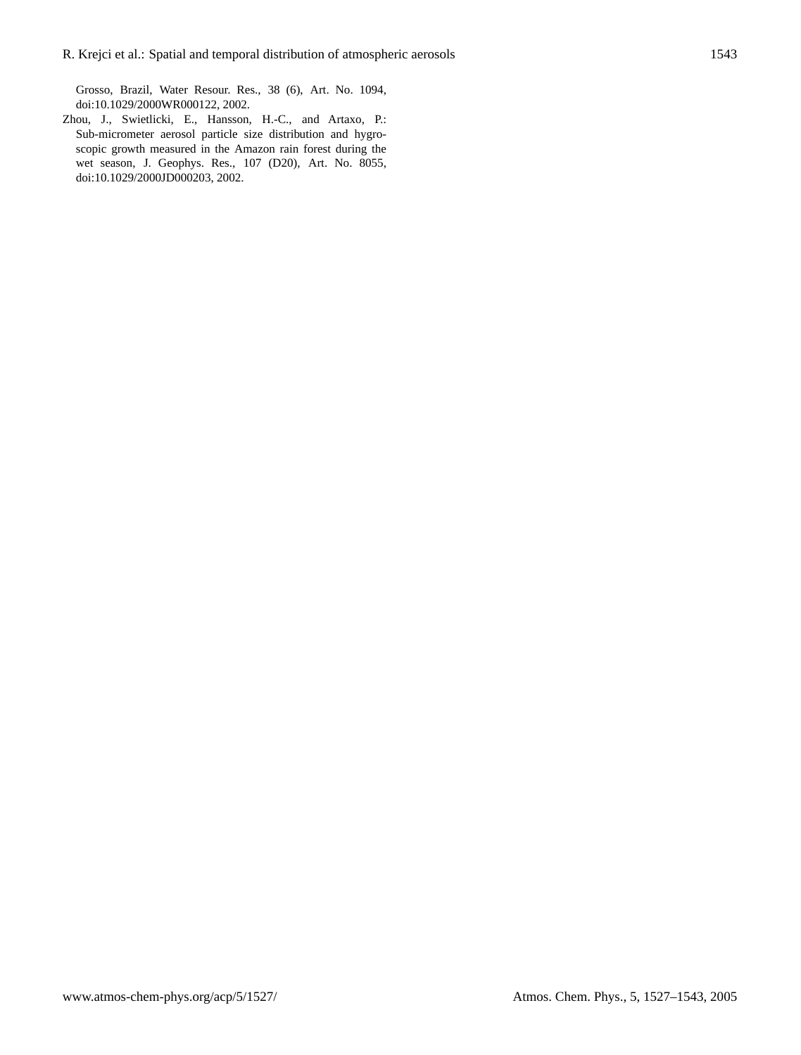Grosso, Brazil, Water Resour. Res., 38 (6), Art. No. 1094, doi:10.1029/2000WR000122, 2002.

Zhou, J., Swietlicki, E., Hansson, H.-C., and Artaxo, P.: Sub-micrometer aerosol particle size distribution and hygroscopic growth measured in the Amazon rain forest during the wet season, J. Geophys. Res., 107 (D20), Art. No. 8055, doi:10.1029/2000JD000203, 2002.